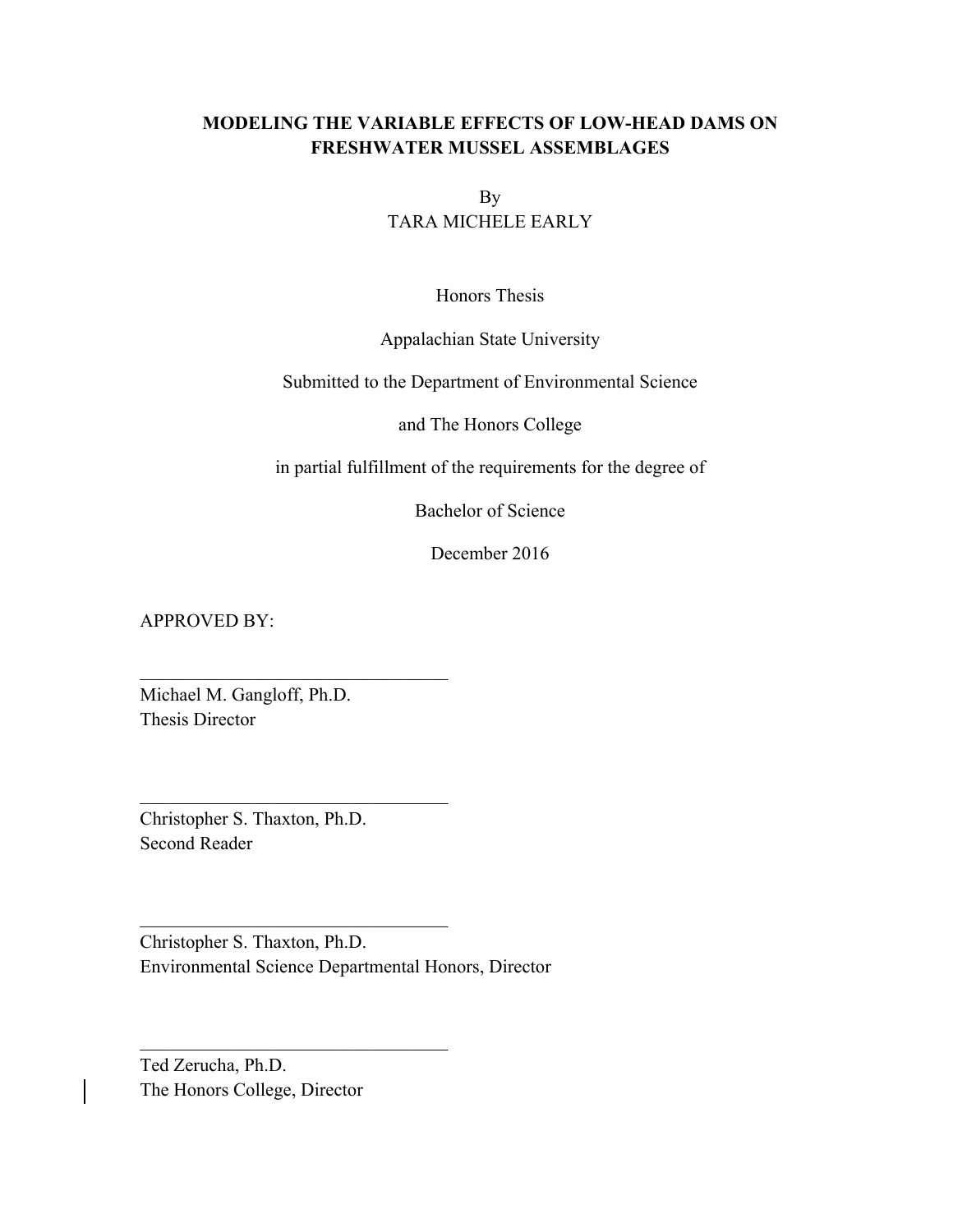**MODELING THE VARIABLE EFFECTS OF LOW-HEAD DAMS ON FRESHWATER MUSSEL ASSEMBLAGES**

By

TARA MICHELE EARLY

Honors Thesis

Appalachian State University

Submitted to the Department of Environmental Science

and The Honors College

in partial fulfillment of the requirements for the degree of

Bachelor of Science

December 2016

APPROVED BY:

\_\_\_\_\_\_\_\_\_\_\_\_\_\_\_\_\_\_\_\_\_\_\_\_\_\_\_\_\_\_\_\_\_

Michael M. Gangloff, Ph.D.
Thesis Director

\_\_\_\_\_\_\_\_\_\_\_\_\_\_\_\_\_\_\_\_\_\_\_\_\_\_\_\_\_\_\_\_\_

Christopher S. Thaxton, Ph.D.
Second Reader

\_\_\_\_\_\_\_\_\_\_\_\_\_\_\_\_\_\_\_\_\_\_\_\_\_\_\_\_\_\_\_\_\_

Christopher S. Thaxton, Ph.D.
Environmental Science Departmental Honors, Director

\_\_\_\_\_\_\_\_\_\_\_\_\_\_\_\_\_\_\_\_\_\_\_\_\_\_\_\_\_\_\_\_\_

Ted Zerucha, Ph.D.
The Honors College, Director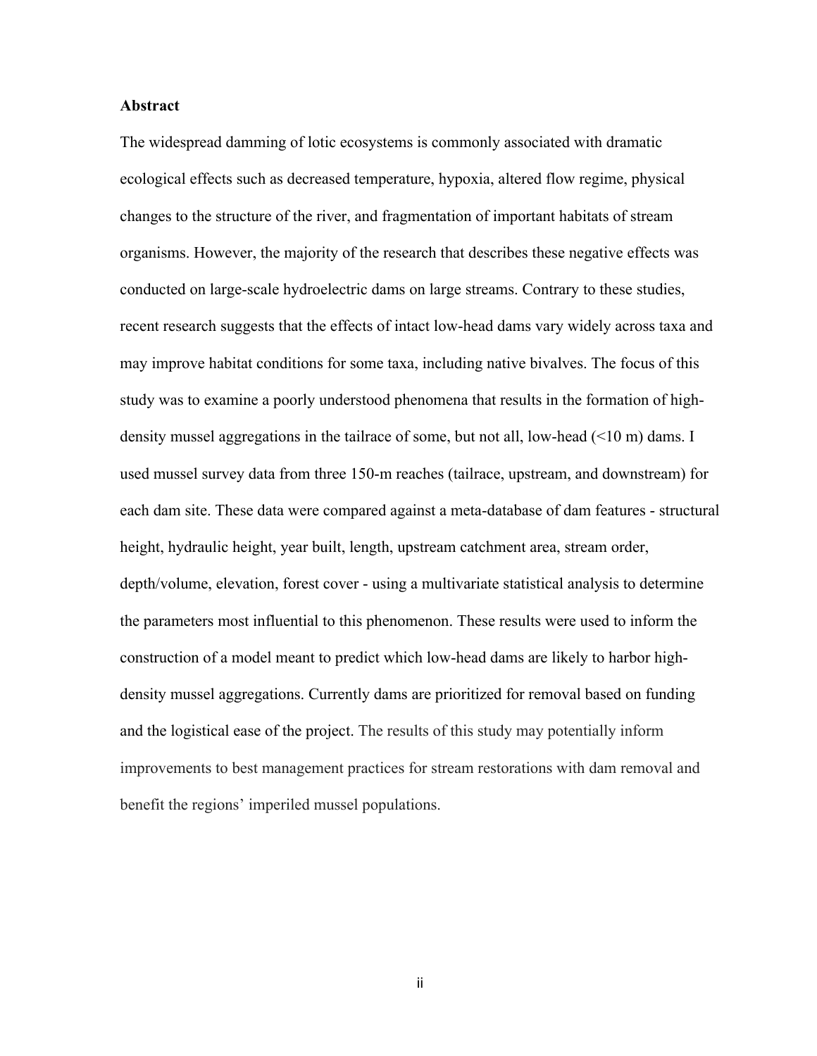**Abstract**

The widespread damming of lotic ecosystems is commonly associated with dramatic ecological effects such as decreased temperature, hypoxia, altered flow regime, physical changes to the structure of the river, and fragmentation of important habitats of stream organisms. However, the majority of the research that describes these negative effects was conducted on large-scale hydroelectric dams on large streams. Contrary to these studies, recent research suggests that the effects of intact low-head dams vary widely across taxa and may improve habitat conditions for some taxa, including native bivalves. The focus of this study was to examine a poorly understood phenomena that results in the formation of high-density mussel aggregations in the tailrace of some, but not all, low-head (<10 m) dams. I used mussel survey data from three 150-m reaches (tailrace, upstream, and downstream) for each dam site. These data were compared against a meta-database of dam features - structural height, hydraulic height, year built, length, upstream catchment area, stream order, depth/volume, elevation, forest cover - using a multivariate statistical analysis to determine the parameters most influential to this phenomenon. These results were used to inform the construction of a model meant to predict which low-head dams are likely to harbor high-density mussel aggregations. Currently dams are prioritized for removal based on funding and the logistical ease of the project. The results of this study may potentially inform improvements to best management practices for stream restorations with dam removal and benefit the regions' imperiled mussel populations.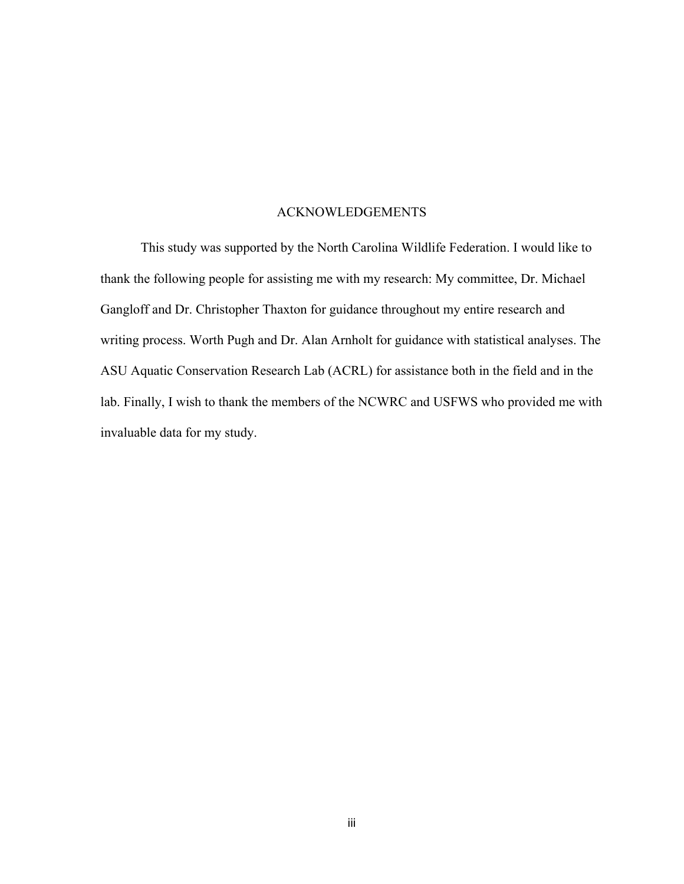# ACKNOWLEDGEMENTS

This study was supported by the North Carolina Wildlife Federation. I would like to thank the following people for assisting me with my research: My committee, Dr. Michael Gangloff and Dr. Christopher Thaxton for guidance throughout my entire research and writing process. Worth Pugh and Dr. Alan Arnholt for guidance with statistical analyses. The ASU Aquatic Conservation Research Lab (ACRL) for assistance both in the field and in the lab. Finally, I wish to thank the members of the NCWRC and USFWS who provided me with invaluable data for my study.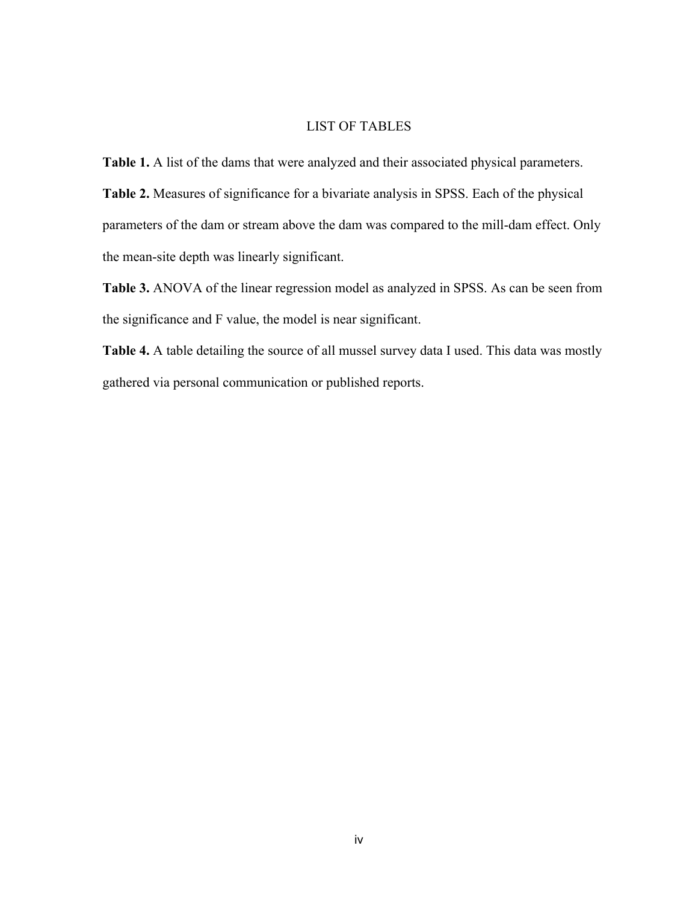# LIST OF TABLES

**Table 1.** A list of the dams that were analyzed and their associated physical parameters.

**Table 2.** Measures of significance for a bivariate analysis in SPSS. Each of the physical parameters of the dam or stream above the dam was compared to the mill-dam effect. Only the mean-site depth was linearly significant.

**Table 3.** ANOVA of the linear regression model as analyzed in SPSS. As can be seen from the significance and F value, the model is near significant.

**Table 4.** A table detailing the source of all mussel survey data I used. This data was mostly gathered via personal communication or published reports.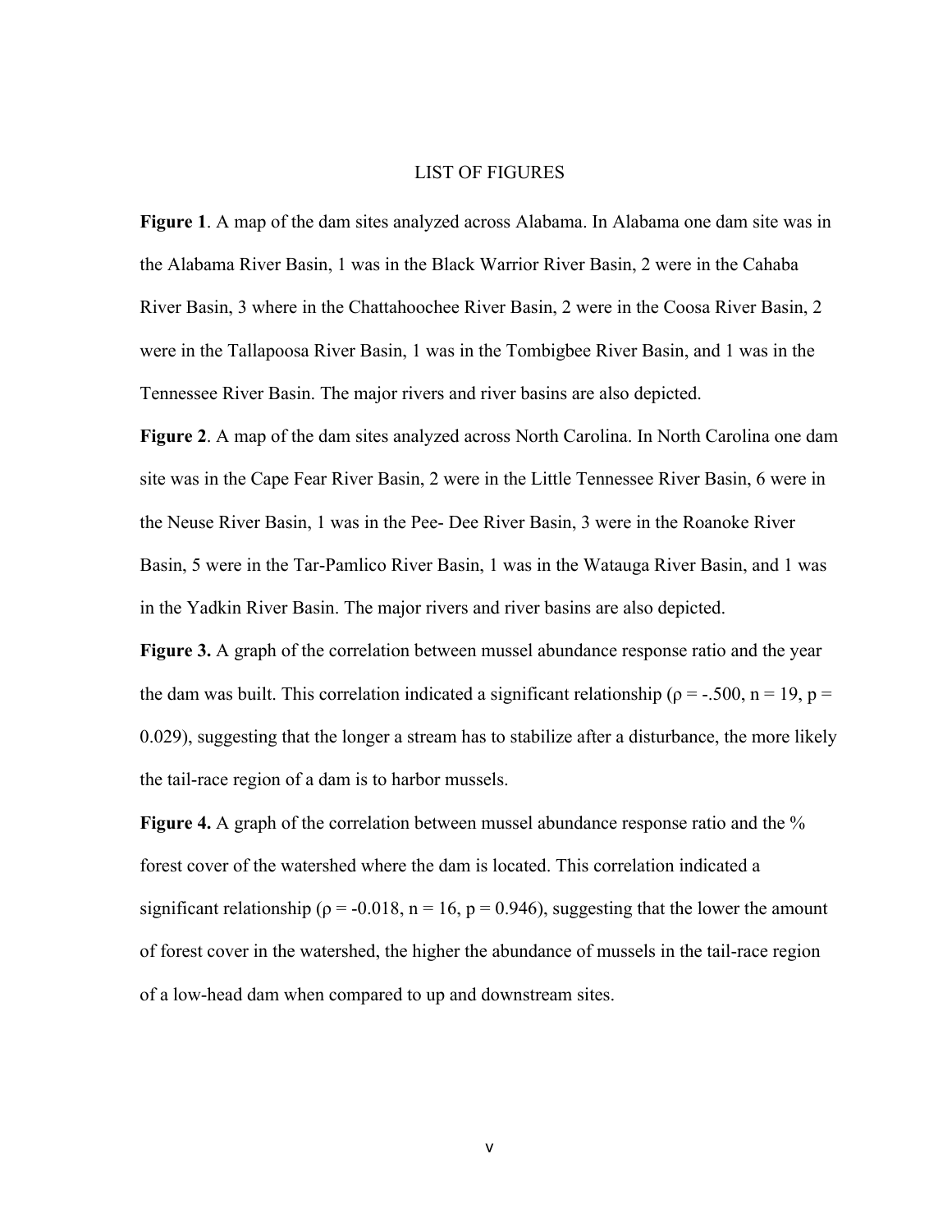# LIST OF FIGURES

**Figure 1**. A map of the dam sites analyzed across Alabama. In Alabama one dam site was in the Alabama River Basin, 1 was in the Black Warrior River Basin, 2 were in the Cahaba River Basin, 3 where in the Chattahoochee River Basin, 2 were in the Coosa River Basin, 2 were in the Tallapoosa River Basin, 1 was in the Tombigbee River Basin, and 1 was in the Tennessee River Basin. The major rivers and river basins are also depicted.

**Figure 2**. A map of the dam sites analyzed across North Carolina. In North Carolina one dam site was in the Cape Fear River Basin, 2 were in the Little Tennessee River Basin, 6 were in the Neuse River Basin, 1 was in the Pee- Dee River Basin, 3 were in the Roanoke River Basin, 5 were in the Tar-Pamlico River Basin, 1 was in the Watauga River Basin, and 1 was in the Yadkin River Basin. The major rivers and river basins are also depicted.

**Figure 3.** A graph of the correlation between mussel abundance response ratio and the year the dam was built. This correlation indicated a significant relationship ($\rho = -.500$, $n = 19$, $p = 0.029$), suggesting that the longer a stream has to stabilize after a disturbance, the more likely the tail-race region of a dam is to harbor mussels.

**Figure 4.** A graph of the correlation between mussel abundance response ratio and the % forest cover of the watershed where the dam is located. This correlation indicated a significant relationship ($\rho = -0.018$, $n = 16$, $p = 0.946$), suggesting that the lower the amount of forest cover in the watershed, the higher the abundance of mussels in the tail-race region of a low-head dam when compared to up and downstream sites.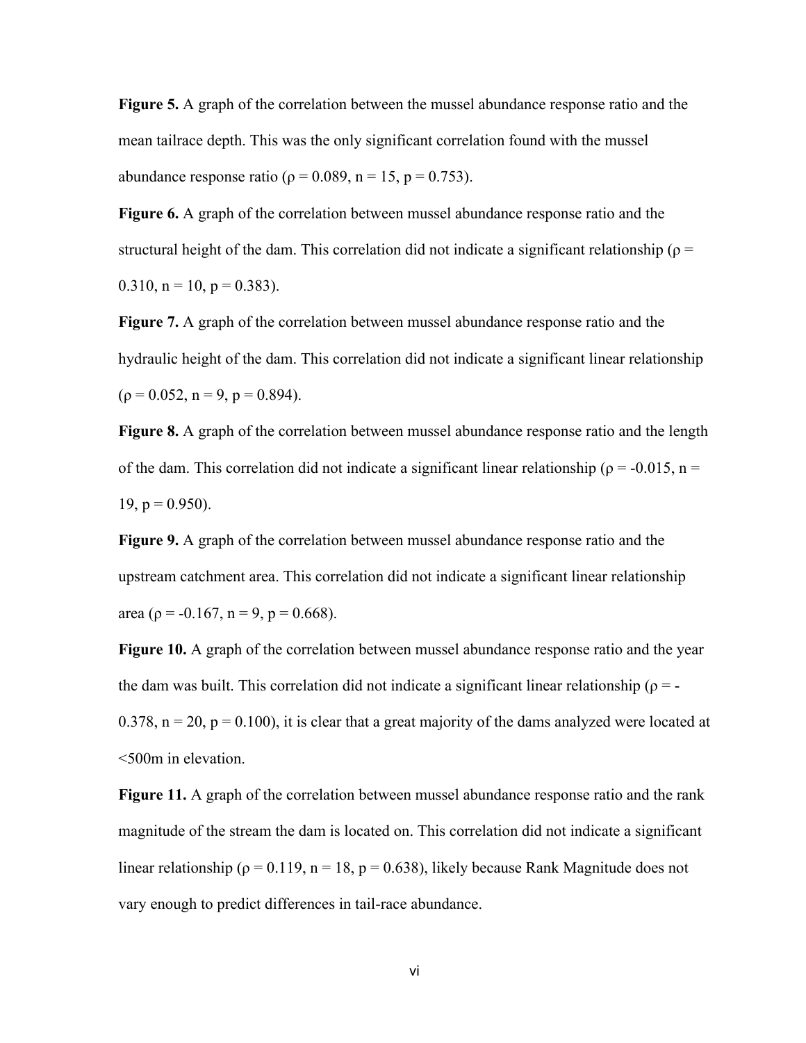**Figure 5.** A graph of the correlation between the mussel abundance response ratio and the mean tailrace depth. This was the only significant correlation found with the mussel abundance response ratio ($\rho = 0.089$, $n = 15$, $p = 0.753$).

**Figure 6.** A graph of the correlation between mussel abundance response ratio and the structural height of the dam. This correlation did not indicate a significant relationship ($\rho = 0.310$, $n = 10$, $p = 0.383$).

**Figure 7.** A graph of the correlation between mussel abundance response ratio and the hydraulic height of the dam. This correlation did not indicate a significant linear relationship ($\rho = 0.052$, $n = 9$, $p = 0.894$).

**Figure 8.** A graph of the correlation between mussel abundance response ratio and the length of the dam. This correlation did not indicate a significant linear relationship ($\rho = -0.015$, $n = 19$, $p = 0.950$).

**Figure 9.** A graph of the correlation between mussel abundance response ratio and the upstream catchment area. This correlation did not indicate a significant linear relationship area ($\rho = -0.167$, $n = 9$, $p = 0.668$).

**Figure 10.** A graph of the correlation between mussel abundance response ratio and the year the dam was built. This correlation did not indicate a significant linear relationship ($\rho = -0.378$, $n = 20$, $p = 0.100$), it is clear that a great majority of the dams analyzed were located at <500m in elevation.

**Figure 11.** A graph of the correlation between mussel abundance response ratio and the rank magnitude of the stream the dam is located on. This correlation did not indicate a significant linear relationship ($\rho = 0.119$, $n = 18$, $p = 0.638$), likely because Rank Magnitude does not vary enough to predict differences in tail-race abundance.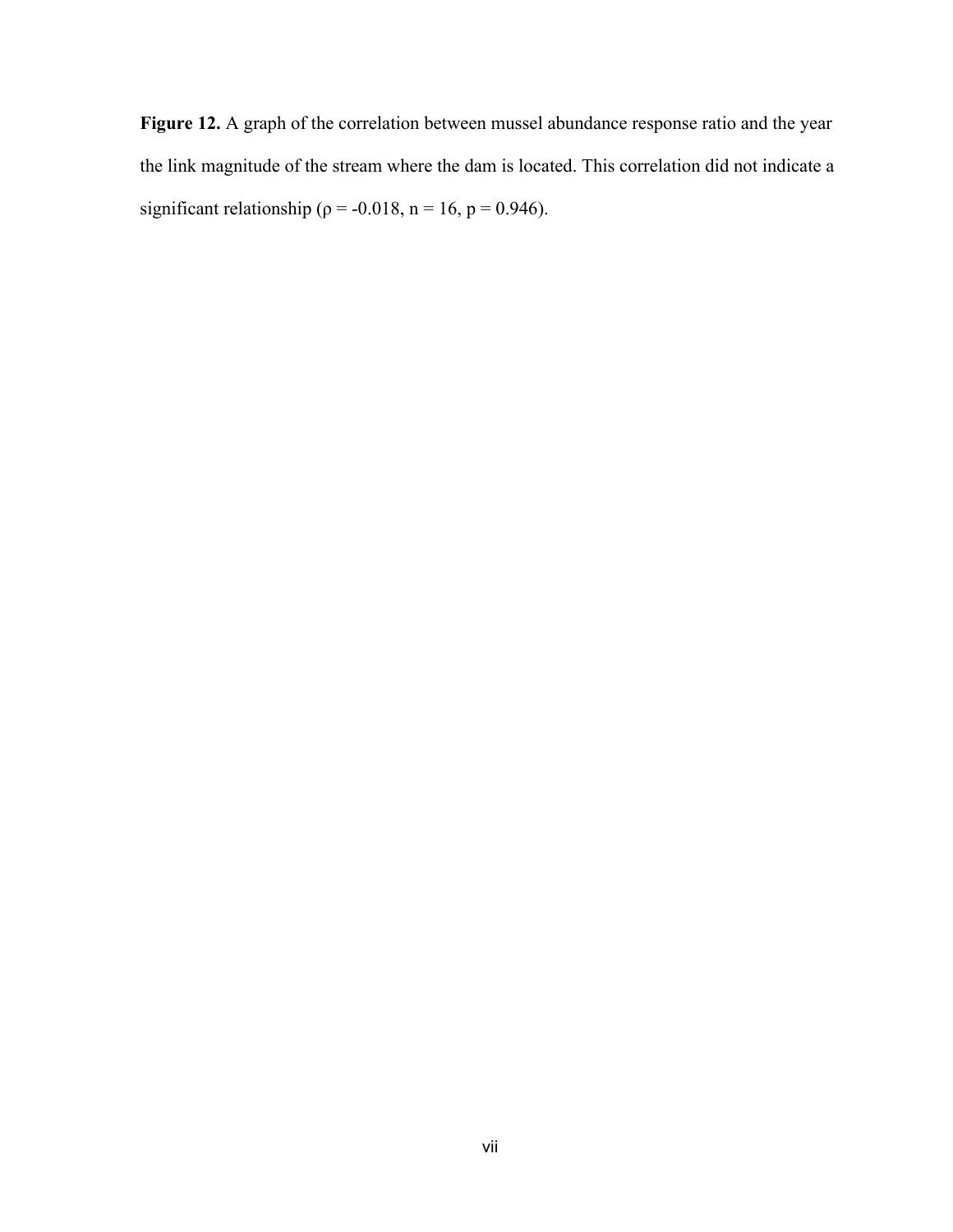**Figure 12.** A graph of the correlation between mussel abundance response ratio and the year the link magnitude of the stream where the dam is located. This correlation did not indicate a significant relationship ($\rho = -0.018$, $n = 16$, $p = 0.946$).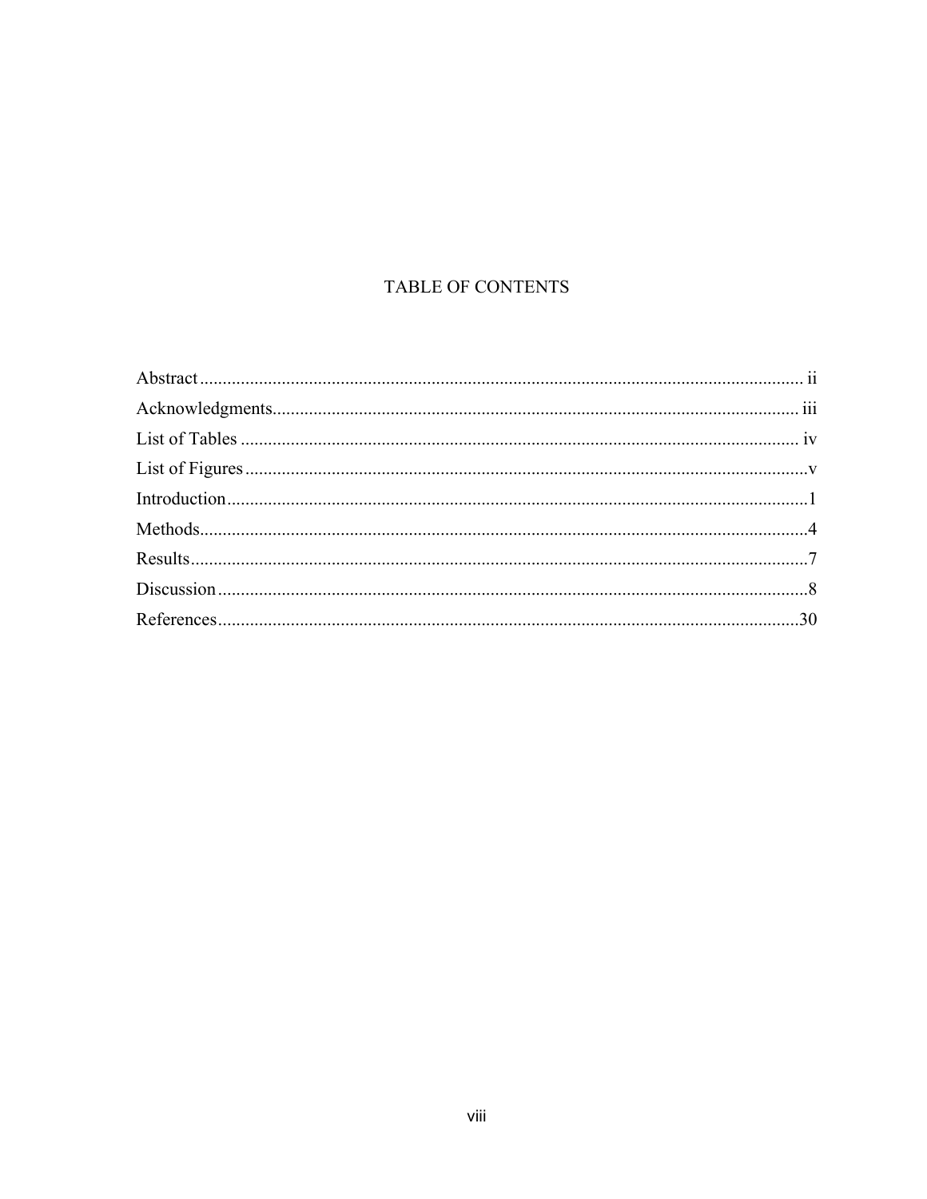# TABLE OF CONTENTS

Abstract .................................................................................................................... ii

Acknowledgments.................................................................................................... iii

List of Tables ........................................................................................................... iv

List of Figures ............................................................................................................v

Introduction ...............................................................................................................1

Methods .....................................................................................................................4

Results .......................................................................................................................7

Discussion .................................................................................................................8

References ...............................................................................................................30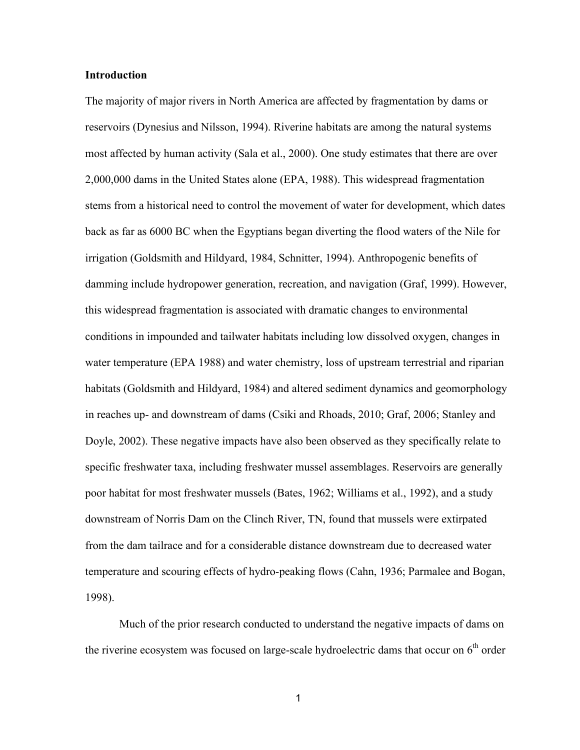**Introduction**

The majority of major rivers in North America are affected by fragmentation by dams or reservoirs (Dynesius and Nilsson, 1994). Riverine habitats are among the natural systems most affected by human activity (Sala et al., 2000). One study estimates that there are over 2,000,000 dams in the United States alone (EPA, 1988). This widespread fragmentation stems from a historical need to control the movement of water for development, which dates back as far as 6000 BC when the Egyptians began diverting the flood waters of the Nile for irrigation (Goldsmith and Hildyard, 1984, Schnitter, 1994). Anthropogenic benefits of damming include hydropower generation, recreation, and navigation (Graf, 1999). However, this widespread fragmentation is associated with dramatic changes to environmental conditions in impounded and tailwater habitats including low dissolved oxygen, changes in water temperature (EPA 1988) and water chemistry, loss of upstream terrestrial and riparian habitats (Goldsmith and Hildyard, 1984) and altered sediment dynamics and geomorphology in reaches up- and downstream of dams (Csiki and Rhoads, 2010; Graf, 2006; Stanley and Doyle, 2002). These negative impacts have also been observed as they specifically relate to specific freshwater taxa, including freshwater mussel assemblages. Reservoirs are generally poor habitat for most freshwater mussels (Bates, 1962; Williams et al., 1992), and a study downstream of Norris Dam on the Clinch River, TN, found that mussels were extirpated from the dam tailrace and for a considerable distance downstream due to decreased water temperature and scouring effects of hydro-peaking flows (Cahn, 1936; Parmalee and Bogan, 1998).

Much of the prior research conducted to understand the negative impacts of dams on the riverine ecosystem was focused on large-scale hydroelectric dams that occur on 6$^{th}$ order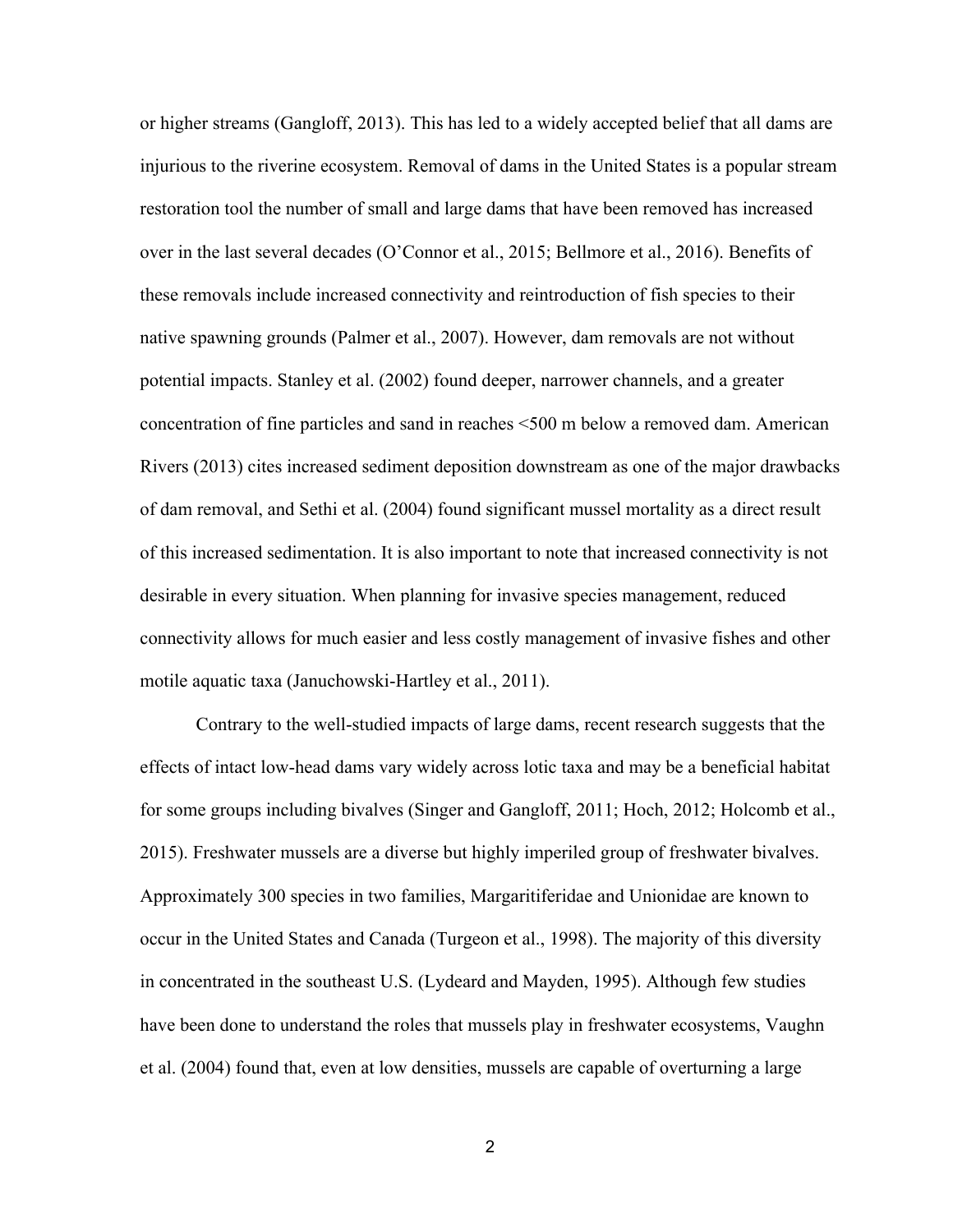or higher streams (Gangloff, 2013). This has led to a widely accepted belief that all dams are injurious to the riverine ecosystem. Removal of dams in the United States is a popular stream restoration tool the number of small and large dams that have been removed has increased over in the last several decades (O'Connor et al., 2015; Bellmore et al., 2016). Benefits of these removals include increased connectivity and reintroduction of fish species to their native spawning grounds (Palmer et al., 2007). However, dam removals are not without potential impacts. Stanley et al. (2002) found deeper, narrower channels, and a greater concentration of fine particles and sand in reaches <500 m below a removed dam. American Rivers (2013) cites increased sediment deposition downstream as one of the major drawbacks of dam removal, and Sethi et al. (2004) found significant mussel mortality as a direct result of this increased sedimentation. It is also important to note that increased connectivity is not desirable in every situation. When planning for invasive species management, reduced connectivity allows for much easier and less costly management of invasive fishes and other motile aquatic taxa (Januchowski-Hartley et al., 2011).

Contrary to the well-studied impacts of large dams, recent research suggests that the effects of intact low-head dams vary widely across lotic taxa and may be a beneficial habitat for some groups including bivalves (Singer and Gangloff, 2011; Hoch, 2012; Holcomb et al., 2015). Freshwater mussels are a diverse but highly imperiled group of freshwater bivalves. Approximately 300 species in two families, Margaritiferidae and Unionidae are known to occur in the United States and Canada (Turgeon et al., 1998). The majority of this diversity in concentrated in the southeast U.S. (Lydeard and Mayden, 1995). Although few studies have been done to understand the roles that mussels play in freshwater ecosystems, Vaughn et al. (2004) found that, even at low densities, mussels are capable of overturning a large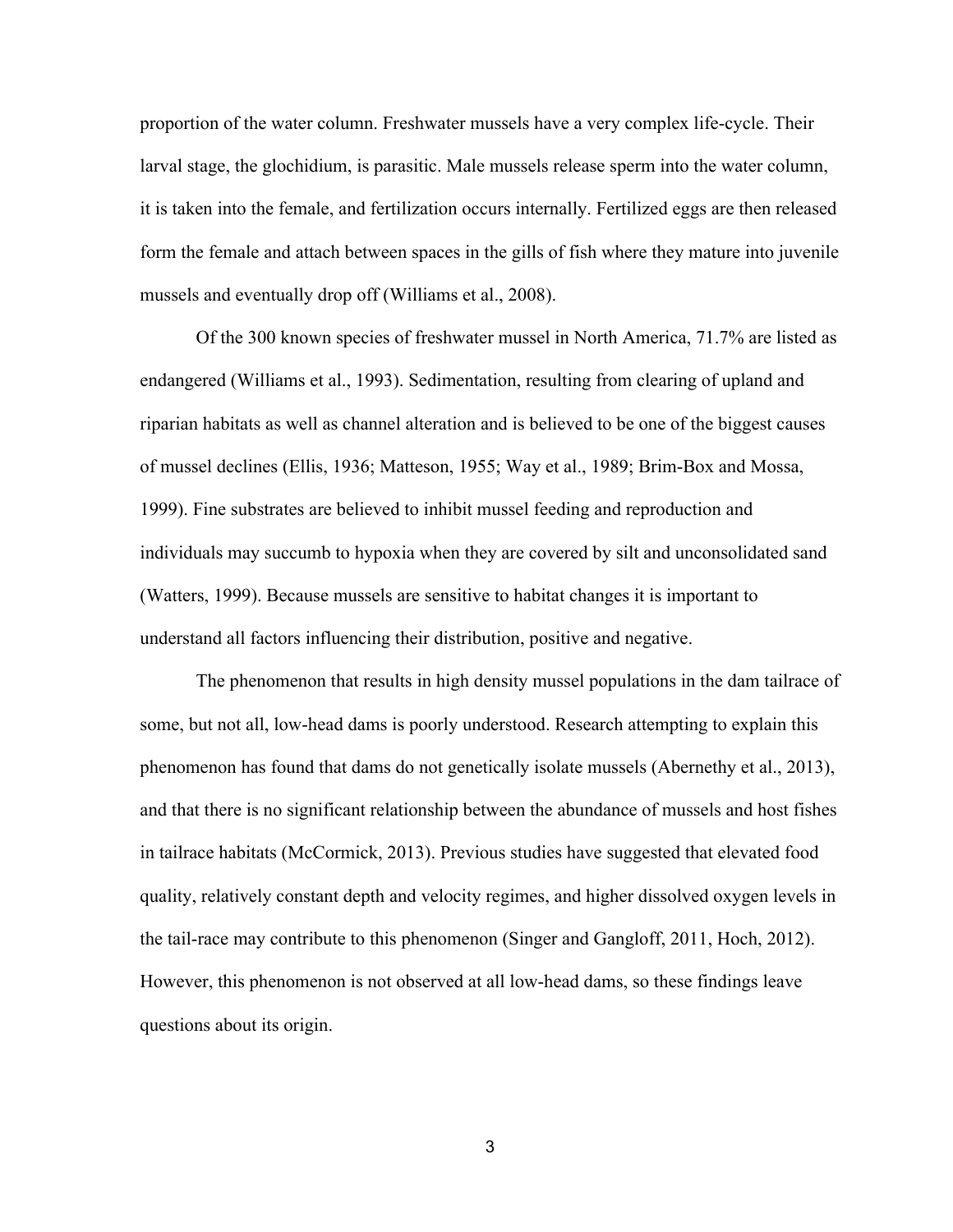proportion of the water column. Freshwater mussels have a very complex life-cycle. Their larval stage, the glochidium, is parasitic. Male mussels release sperm into the water column, it is taken into the female, and fertilization occurs internally. Fertilized eggs are then released form the female and attach between spaces in the gills of fish where they mature into juvenile mussels and eventually drop off (Williams et al., 2008).

Of the 300 known species of freshwater mussel in North America, 71.7% are listed as endangered (Williams et al., 1993). Sedimentation, resulting from clearing of upland and riparian habitats as well as channel alteration and is believed to be one of the biggest causes of mussel declines (Ellis, 1936; Matteson, 1955; Way et al., 1989; Brim-Box and Mossa, 1999). Fine substrates are believed to inhibit mussel feeding and reproduction and individuals may succumb to hypoxia when they are covered by silt and unconsolidated sand (Watters, 1999). Because mussels are sensitive to habitat changes it is important to understand all factors influencing their distribution, positive and negative.

The phenomenon that results in high density mussel populations in the dam tailrace of some, but not all, low-head dams is poorly understood. Research attempting to explain this phenomenon has found that dams do not genetically isolate mussels (Abernethy et al., 2013), and that there is no significant relationship between the abundance of mussels and host fishes in tailrace habitats (McCormick, 2013). Previous studies have suggested that elevated food quality, relatively constant depth and velocity regimes, and higher dissolved oxygen levels in the tail-race may contribute to this phenomenon (Singer and Gangloff, 2011, Hoch, 2012). However, this phenomenon is not observed at all low-head dams, so these findings leave questions about its origin.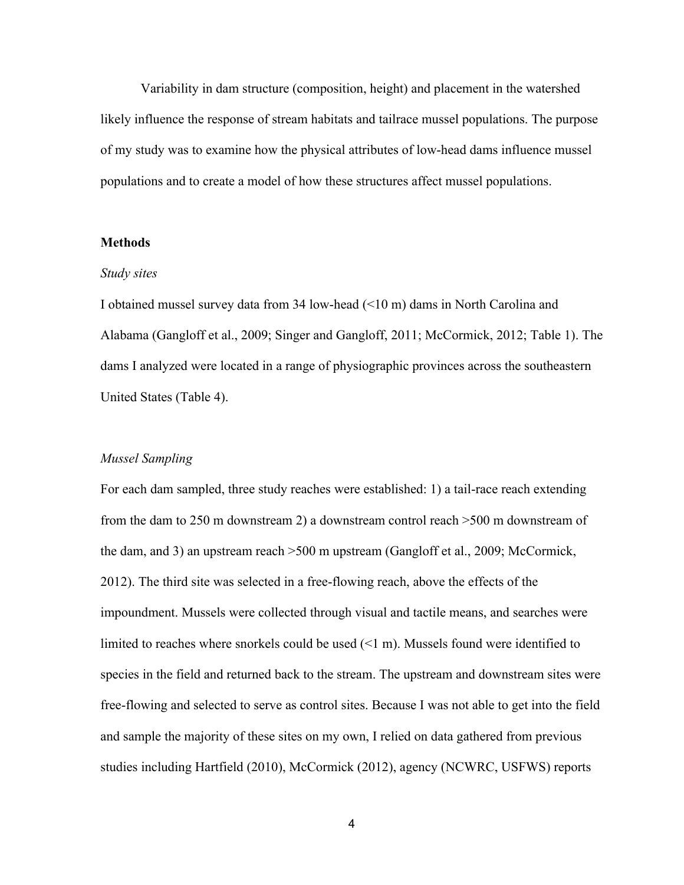Variability in dam structure (composition, height) and placement in the watershed likely influence the response of stream habitats and tailrace mussel populations. The purpose of my study was to examine how the physical attributes of low-head dams influence mussel populations and to create a model of how these structures affect mussel populations.

## Methods

### *Study sites*

I obtained mussel survey data from 34 low-head (<10 m) dams in North Carolina and Alabama (Gangloff et al., 2009; Singer and Gangloff, 2011; McCormick, 2012; Table 1). The dams I analyzed were located in a range of physiographic provinces across the southeastern United States (Table 4).

### *Mussel Sampling*

For each dam sampled, three study reaches were established: 1) a tail-race reach extending from the dam to 250 m downstream 2) a downstream control reach >500 m downstream of the dam, and 3) an upstream reach >500 m upstream (Gangloff et al., 2009; McCormick, 2012). The third site was selected in a free-flowing reach, above the effects of the impoundment. Mussels were collected through visual and tactile means, and searches were limited to reaches where snorkels could be used (<1 m). Mussels found were identified to species in the field and returned back to the stream. The upstream and downstream sites were free-flowing and selected to serve as control sites. Because I was not able to get into the field and sample the majority of these sites on my own, I relied on data gathered from previous studies including Hartfield (2010), McCormick (2012), agency (NCWRC, USFWS) reports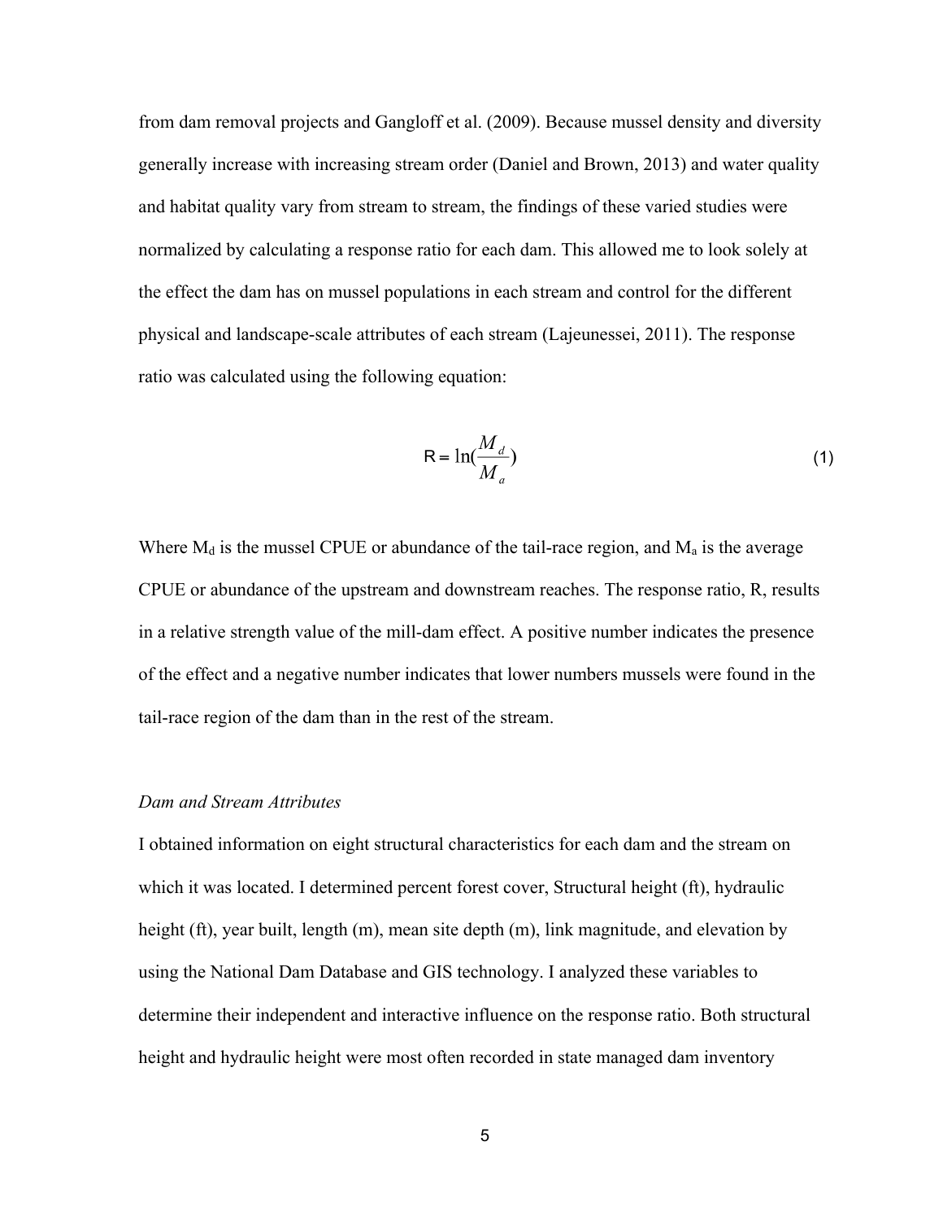from dam removal projects and Gangloff et al. (2009). Because mussel density and diversity generally increase with increasing stream order (Daniel and Brown, 2013) and water quality and habitat quality vary from stream to stream, the findings of these varied studies were normalized by calculating a response ratio for each dam. This allowed me to look solely at the effect the dam has on mussel populations in each stream and control for the different physical and landscape-scale attributes of each stream (Lajeunessei, 2011). The response ratio was calculated using the following equation:

$$R = \ln\left(\frac{M_d}{M_a}\right) \tag{1}$$

Where $M_d$ is the mussel CPUE or abundance of the tail-race region, and $M_a$ is the average CPUE or abundance of the upstream and downstream reaches. The response ratio, R, results in a relative strength value of the mill-dam effect. A positive number indicates the presence of the effect and a negative number indicates that lower numbers mussels were found in the tail-race region of the dam than in the rest of the stream.

*Dam and Stream Attributes*

I obtained information on eight structural characteristics for each dam and the stream on which it was located. I determined percent forest cover, Structural height (ft), hydraulic height (ft), year built, length (m), mean site depth (m), link magnitude, and elevation by using the National Dam Database and GIS technology. I analyzed these variables to determine their independent and interactive influence on the response ratio. Both structural height and hydraulic height were most often recorded in state managed dam inventory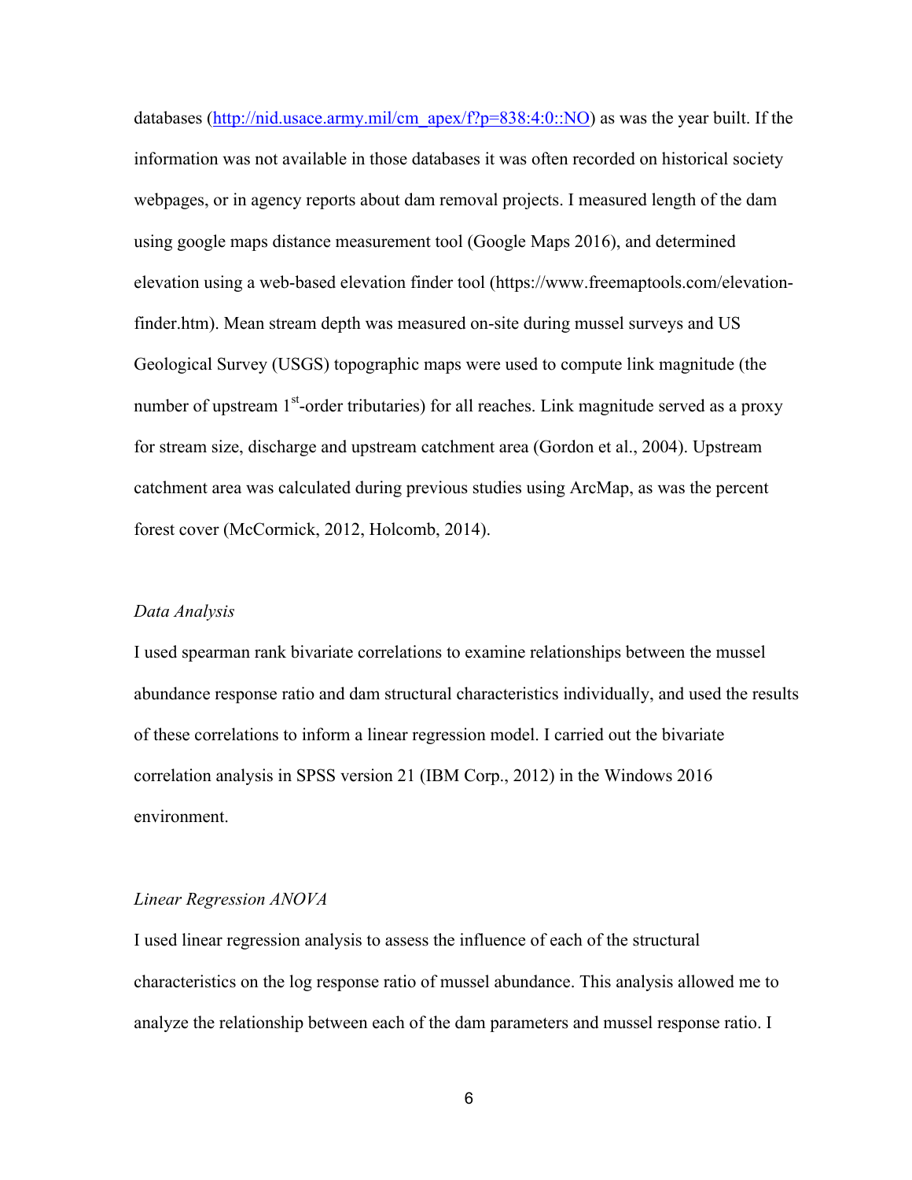databases (http://nid.usace.army.mil/cm_apex/f?p=838:4:0::NO) as was the year built. If the information was not available in those databases it was often recorded on historical society webpages, or in agency reports about dam removal projects. I measured length of the dam using google maps distance measurement tool (Google Maps 2016), and determined elevation using a web-based elevation finder tool (https://www.freemaptools.com/elevation-finder.htm). Mean stream depth was measured on-site during mussel surveys and US Geological Survey (USGS) topographic maps were used to compute link magnitude (the number of upstream 1st-order tributaries) for all reaches. Link magnitude served as a proxy for stream size, discharge and upstream catchment area (Gordon et al., 2004). Upstream catchment area was calculated during previous studies using ArcMap, as was the percent forest cover (McCormick, 2012, Holcomb, 2014).

*Data Analysis*

I used spearman rank bivariate correlations to examine relationships between the mussel abundance response ratio and dam structural characteristics individually, and used the results of these correlations to inform a linear regression model. I carried out the bivariate correlation analysis in SPSS version 21 (IBM Corp., 2012) in the Windows 2016 environment.

*Linear Regression ANOVA*

I used linear regression analysis to assess the influence of each of the structural characteristics on the log response ratio of mussel abundance. This analysis allowed me to analyze the relationship between each of the dam parameters and mussel response ratio. I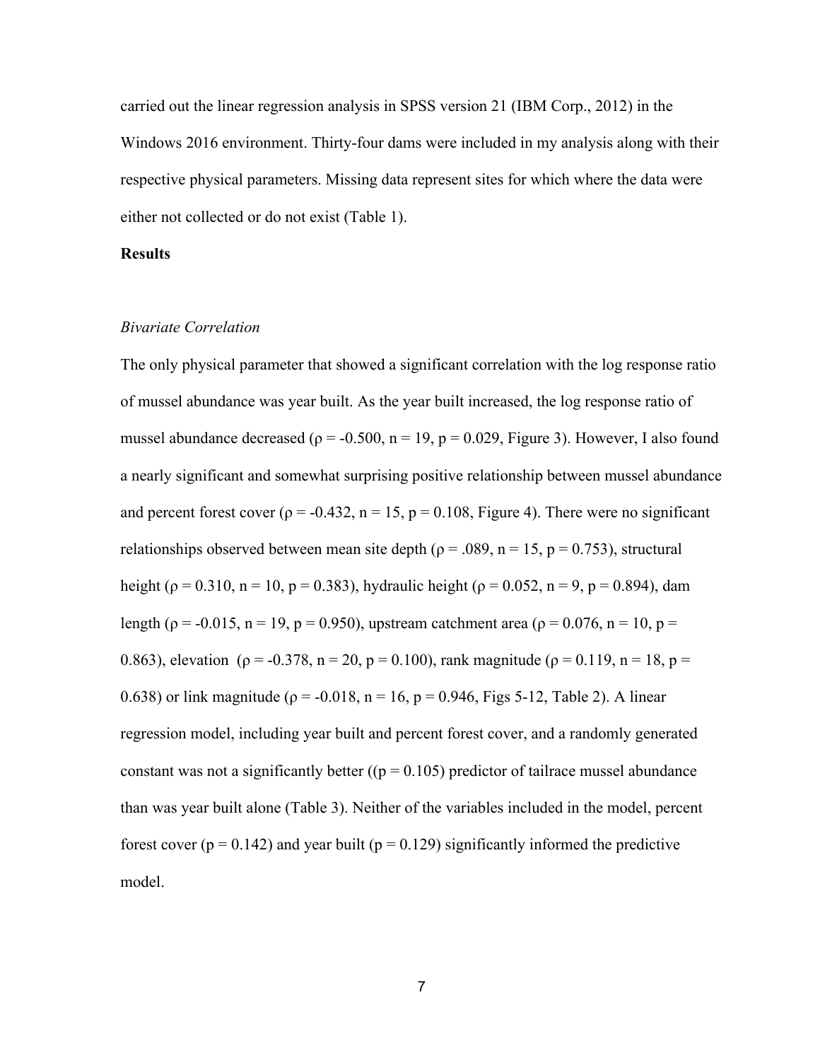carried out the linear regression analysis in SPSS version 21 (IBM Corp., 2012) in the Windows 2016 environment. Thirty-four dams were included in my analysis along with their respective physical parameters. Missing data represent sites for which where the data were either not collected or do not exist (Table 1).

## Results

### *Bivariate Correlation*

The only physical parameter that showed a significant correlation with the log response ratio of mussel abundance was year built. As the year built increased, the log response ratio of mussel abundance decreased ($\rho = -0.500$, $n = 19$, $p = 0.029$, Figure 3). However, I also found a nearly significant and somewhat surprising positive relationship between mussel abundance and percent forest cover ($\rho = -0.432$, $n = 15$, $p = 0.108$, Figure 4). There were no significant relationships observed between mean site depth ($\rho = .089$, $n = 15$, $p = 0.753$), structural height ($\rho = 0.310$, $n = 10$, $p = 0.383$), hydraulic height ($\rho = 0.052$, $n = 9$, $p = 0.894$), dam length ($\rho = -0.015$, $n = 19$, $p = 0.950$), upstream catchment area ($\rho = 0.076$, $n = 10$, $p = 0.863$), elevation ($\rho = -0.378$, $n = 20$, $p = 0.100$), rank magnitude ($\rho = 0.119$, $n = 18$, $p = 0.638$) or link magnitude ($\rho = -0.018$, $n = 16$, $p = 0.946$, Figs 5-12, Table 2). A linear regression model, including year built and percent forest cover, and a randomly generated constant was not a significantly better (($p = 0.105$) predictor of tailrace mussel abundance than was year built alone (Table 3). Neither of the variables included in the model, percent forest cover ($p = 0.142$) and year built ($p = 0.129$) significantly informed the predictive model.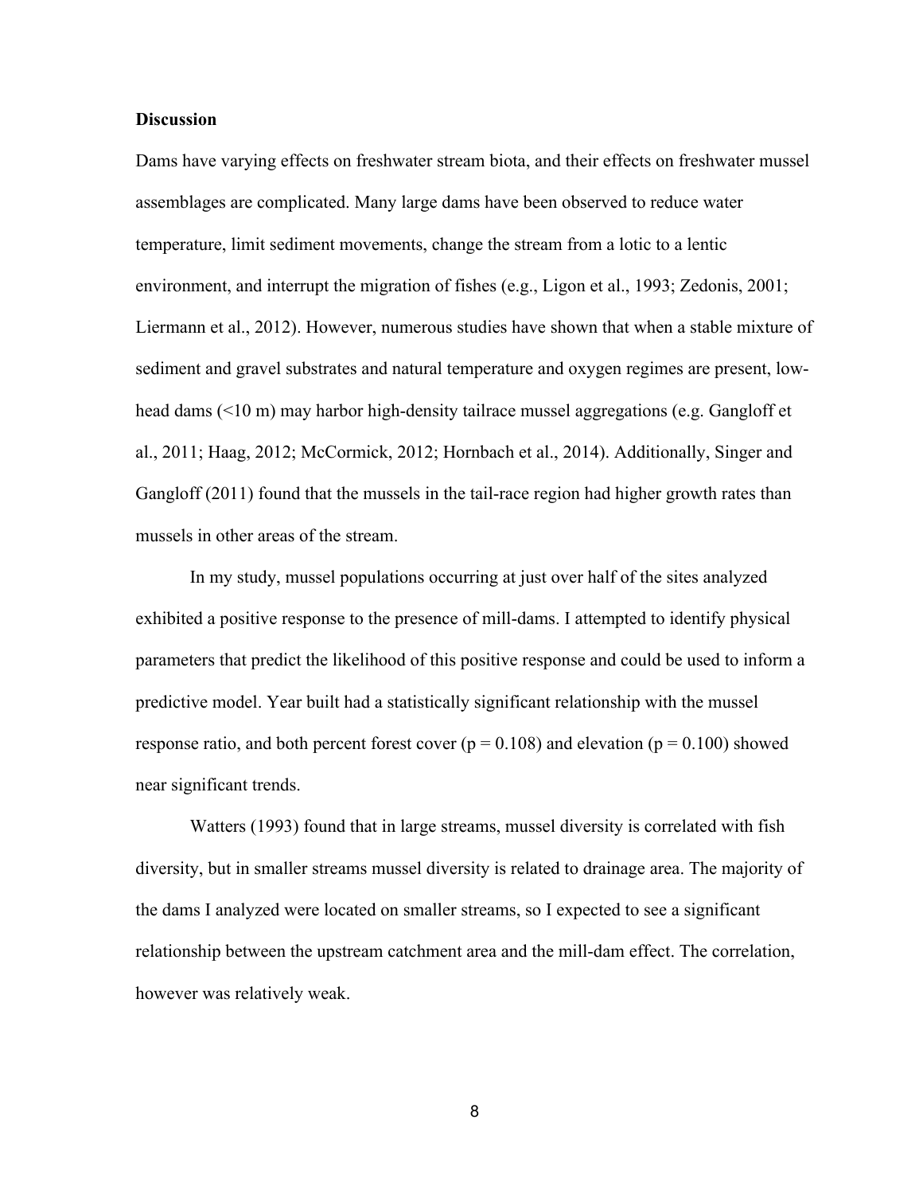**Discussion**

Dams have varying effects on freshwater stream biota, and their effects on freshwater mussel assemblages are complicated. Many large dams have been observed to reduce water temperature, limit sediment movements, change the stream from a lotic to a lentic environment, and interrupt the migration of fishes (e.g., Ligon et al., 1993; Zedonis, 2001; Liermann et al., 2012). However, numerous studies have shown that when a stable mixture of sediment and gravel substrates and natural temperature and oxygen regimes are present, low-head dams (<10 m) may harbor high-density tailrace mussel aggregations (e.g. Gangloff et al., 2011; Haag, 2012; McCormick, 2012; Hornbach et al., 2014). Additionally, Singer and Gangloff (2011) found that the mussels in the tail-race region had higher growth rates than mussels in other areas of the stream.

In my study, mussel populations occurring at just over half of the sites analyzed exhibited a positive response to the presence of mill-dams. I attempted to identify physical parameters that predict the likelihood of this positive response and could be used to inform a predictive model. Year built had a statistically significant relationship with the mussel response ratio, and both percent forest cover ($p = 0.108$) and elevation ($p = 0.100$) showed near significant trends.

Watters (1993) found that in large streams, mussel diversity is correlated with fish diversity, but in smaller streams mussel diversity is related to drainage area. The majority of the dams I analyzed were located on smaller streams, so I expected to see a significant relationship between the upstream catchment area and the mill-dam effect. The correlation, however was relatively weak.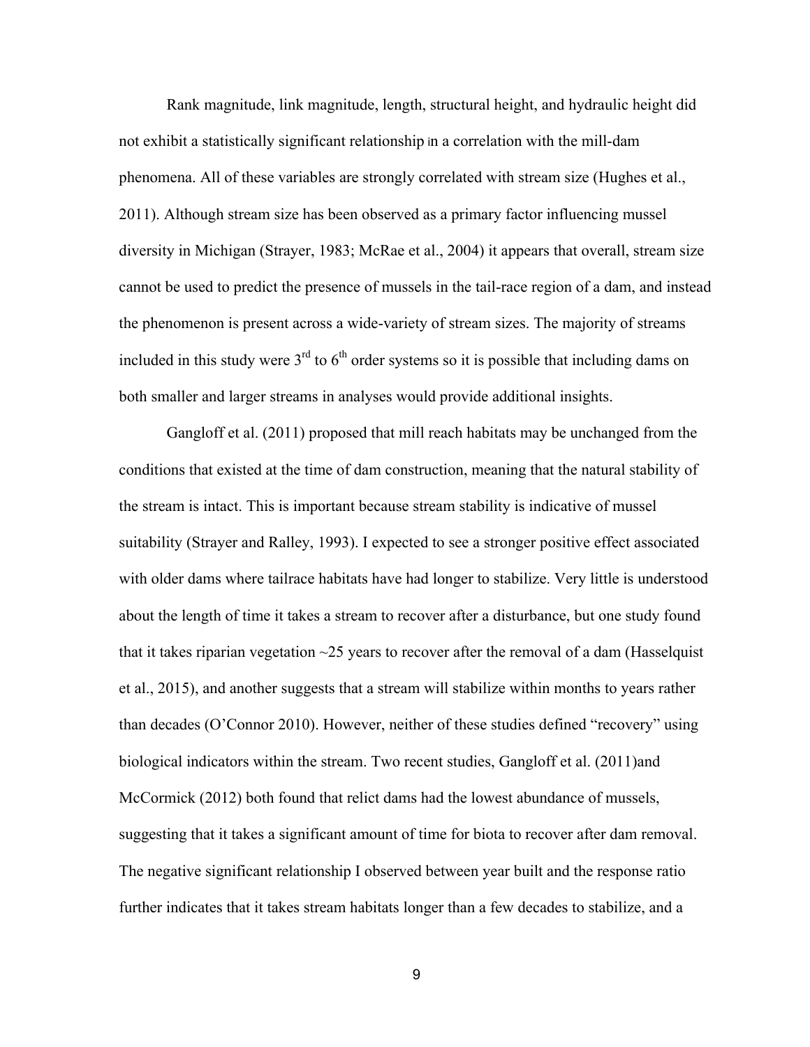Rank magnitude, link magnitude, length, structural height, and hydraulic height did not exhibit a statistically significant relationship in a correlation with the mill-dam phenomena. All of these variables are strongly correlated with stream size (Hughes et al., 2011). Although stream size has been observed as a primary factor influencing mussel diversity in Michigan (Strayer, 1983; McRae et al., 2004) it appears that overall, stream size cannot be used to predict the presence of mussels in the tail-race region of a dam, and instead the phenomenon is present across a wide-variety of stream sizes. The majority of streams included in this study were 3rd to 6th order systems so it is possible that including dams on both smaller and larger streams in analyses would provide additional insights.

Gangloff et al. (2011) proposed that mill reach habitats may be unchanged from the conditions that existed at the time of dam construction, meaning that the natural stability of the stream is intact. This is important because stream stability is indicative of mussel suitability (Strayer and Ralley, 1993). I expected to see a stronger positive effect associated with older dams where tailrace habitats have had longer to stabilize. Very little is understood about the length of time it takes a stream to recover after a disturbance, but one study found that it takes riparian vegetation ~25 years to recover after the removal of a dam (Hasselquist et al., 2015), and another suggests that a stream will stabilize within months to years rather than decades (O'Connor 2010). However, neither of these studies defined "recovery" using biological indicators within the stream. Two recent studies, Gangloff et al. (2011)and McCormick (2012) both found that relict dams had the lowest abundance of mussels, suggesting that it takes a significant amount of time for biota to recover after dam removal. The negative significant relationship I observed between year built and the response ratio further indicates that it takes stream habitats longer than a few decades to stabilize, and a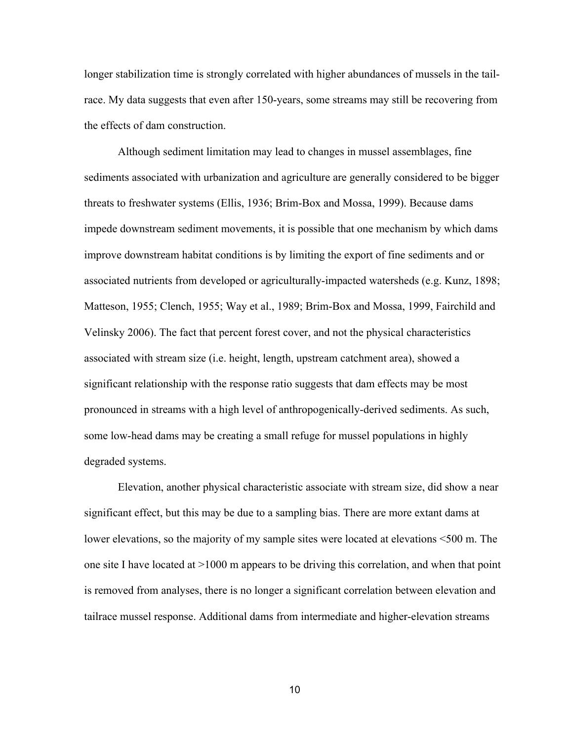longer stabilization time is strongly correlated with higher abundances of mussels in the tail-race. My data suggests that even after 150-years, some streams may still be recovering from the effects of dam construction.

Although sediment limitation may lead to changes in mussel assemblages, fine sediments associated with urbanization and agriculture are generally considered to be bigger threats to freshwater systems (Ellis, 1936; Brim-Box and Mossa, 1999). Because dams impede downstream sediment movements, it is possible that one mechanism by which dams improve downstream habitat conditions is by limiting the export of fine sediments and or associated nutrients from developed or agriculturally-impacted watersheds (e.g. Kunz, 1898; Matteson, 1955; Clench, 1955; Way et al., 1989; Brim-Box and Mossa, 1999, Fairchild and Velinsky 2006). The fact that percent forest cover, and not the physical characteristics associated with stream size (i.e. height, length, upstream catchment area), showed a significant relationship with the response ratio suggests that dam effects may be most pronounced in streams with a high level of anthropogenically-derived sediments. As such, some low-head dams may be creating a small refuge for mussel populations in highly degraded systems.

Elevation, another physical characteristic associate with stream size, did show a near significant effect, but this may be due to a sampling bias. There are more extant dams at lower elevations, so the majority of my sample sites were located at elevations <500 m. The one site I have located at >1000 m appears to be driving this correlation, and when that point is removed from analyses, there is no longer a significant correlation between elevation and tailrace mussel response. Additional dams from intermediate and higher-elevation streams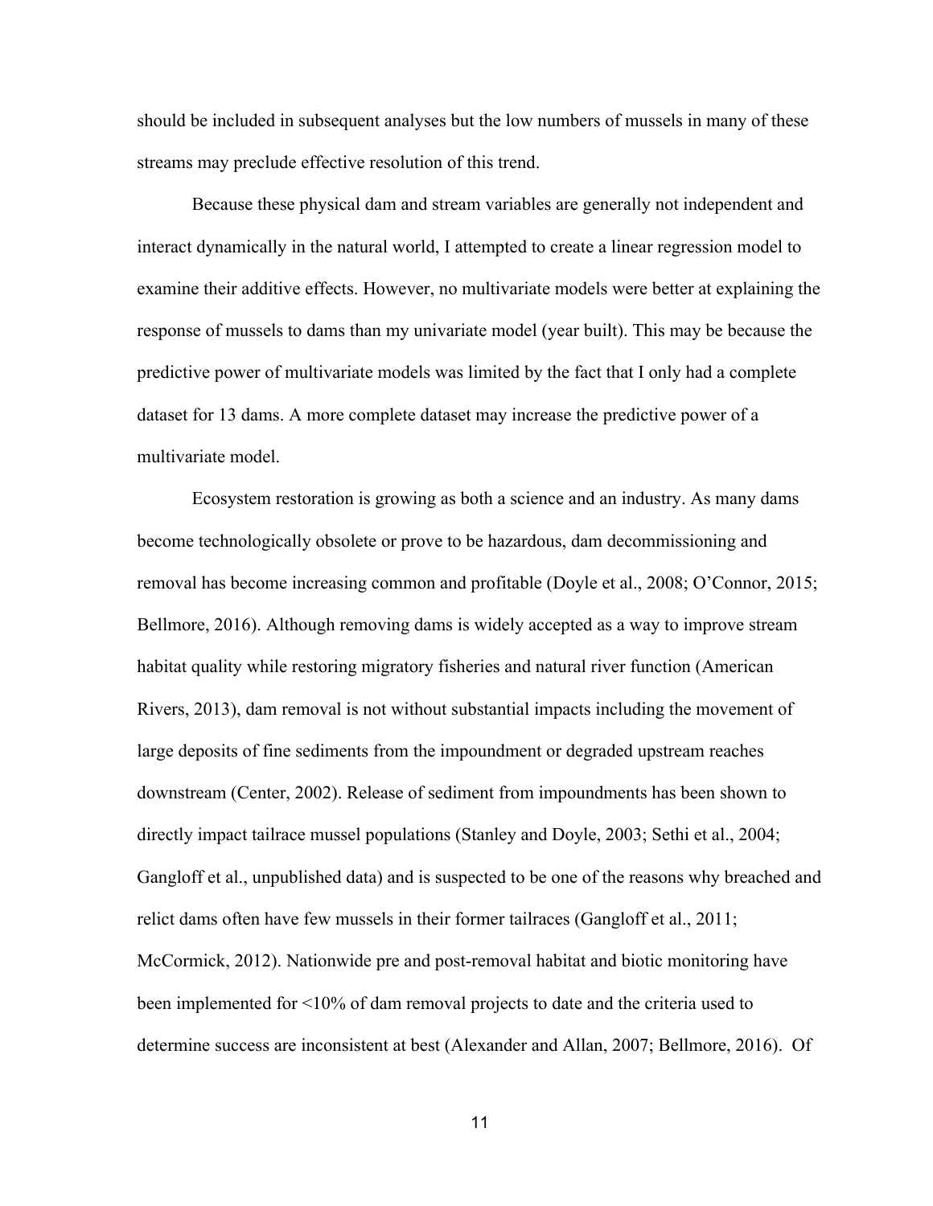should be included in subsequent analyses but the low numbers of mussels in many of these streams may preclude effective resolution of this trend.

Because these physical dam and stream variables are generally not independent and interact dynamically in the natural world, I attempted to create a linear regression model to examine their additive effects. However, no multivariate models were better at explaining the response of mussels to dams than my univariate model (year built). This may be because the predictive power of multivariate models was limited by the fact that I only had a complete dataset for 13 dams. A more complete dataset may increase the predictive power of a multivariate model.

Ecosystem restoration is growing as both a science and an industry. As many dams become technologically obsolete or prove to be hazardous, dam decommissioning and removal has become increasing common and profitable (Doyle et al., 2008; O'Connor, 2015; Bellmore, 2016). Although removing dams is widely accepted as a way to improve stream habitat quality while restoring migratory fisheries and natural river function (American Rivers, 2013), dam removal is not without substantial impacts including the movement of large deposits of fine sediments from the impoundment or degraded upstream reaches downstream (Center, 2002). Release of sediment from impoundments has been shown to directly impact tailrace mussel populations (Stanley and Doyle, 2003; Sethi et al., 2004; Gangloff et al., unpublished data) and is suspected to be one of the reasons why breached and relict dams often have few mussels in their former tailraces (Gangloff et al., 2011; McCormick, 2012). Nationwide pre and post-removal habitat and biotic monitoring have been implemented for <10% of dam removal projects to date and the criteria used to determine success are inconsistent at best (Alexander and Allan, 2007; Bellmore, 2016). Of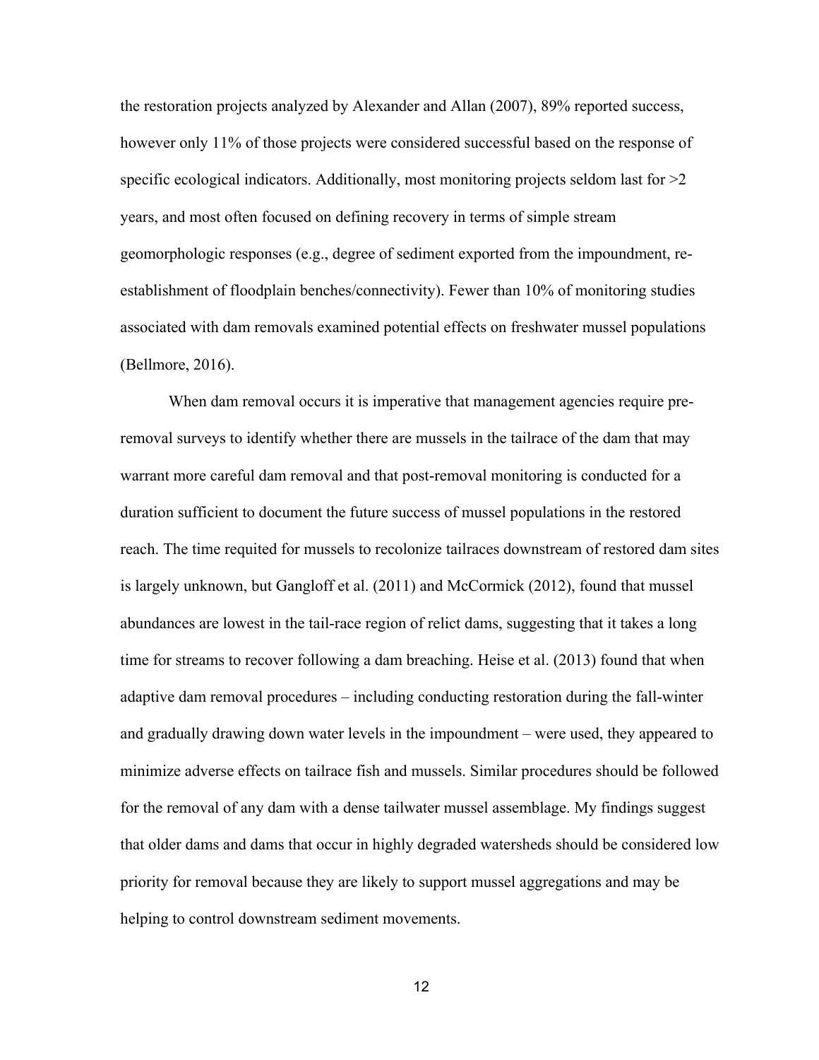the restoration projects analyzed by Alexander and Allan (2007), 89% reported success, however only 11% of those projects were considered successful based on the response of specific ecological indicators. Additionally, most monitoring projects seldom last for >2 years, and most often focused on defining recovery in terms of simple stream geomorphologic responses (e.g., degree of sediment exported from the impoundment, re-establishment of floodplain benches/connectivity). Fewer than 10% of monitoring studies associated with dam removals examined potential effects on freshwater mussel populations (Bellmore, 2016).

When dam removal occurs it is imperative that management agencies require pre-removal surveys to identify whether there are mussels in the tailrace of the dam that may warrant more careful dam removal and that post-removal monitoring is conducted for a duration sufficient to document the future success of mussel populations in the restored reach. The time requited for mussels to recolonize tailraces downstream of restored dam sites is largely unknown, but Gangloff et al. (2011) and McCormick (2012), found that mussel abundances are lowest in the tail-race region of relict dams, suggesting that it takes a long time for streams to recover following a dam breaching. Heise et al. (2013) found that when adaptive dam removal procedures – including conducting restoration during the fall-winter and gradually drawing down water levels in the impoundment – were used, they appeared to minimize adverse effects on tailrace fish and mussels. Similar procedures should be followed for the removal of any dam with a dense tailwater mussel assemblage. My findings suggest that older dams and dams that occur in highly degraded watersheds should be considered low priority for removal because they are likely to support mussel aggregations and may be helping to control downstream sediment movements.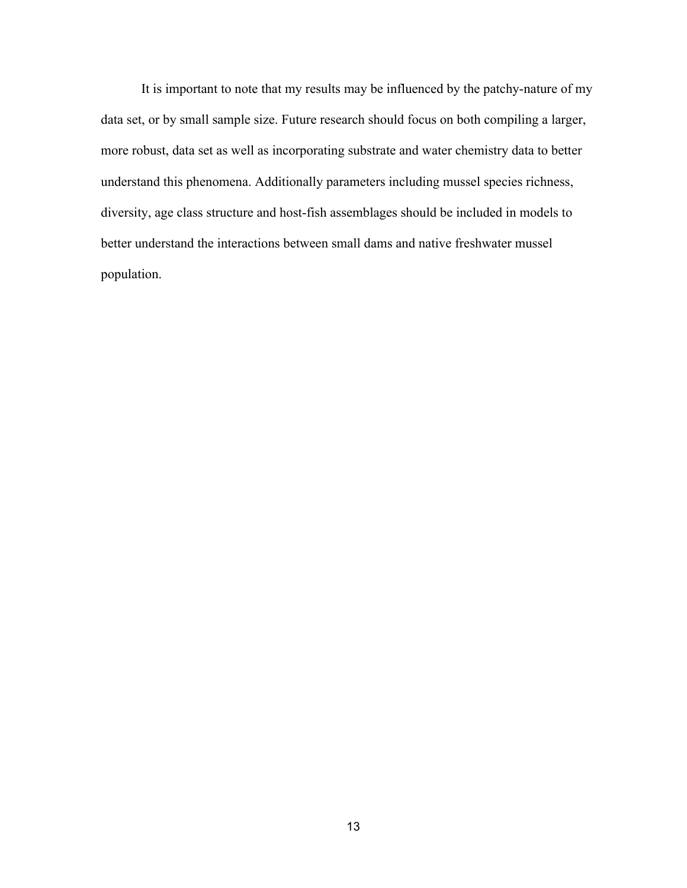It is important to note that my results may be influenced by the patchy-nature of my data set, or by small sample size. Future research should focus on both compiling a larger, more robust, data set as well as incorporating substrate and water chemistry data to better understand this phenomena. Additionally parameters including mussel species richness, diversity, age class structure and host-fish assemblages should be included in models to better understand the interactions between small dams and native freshwater mussel population.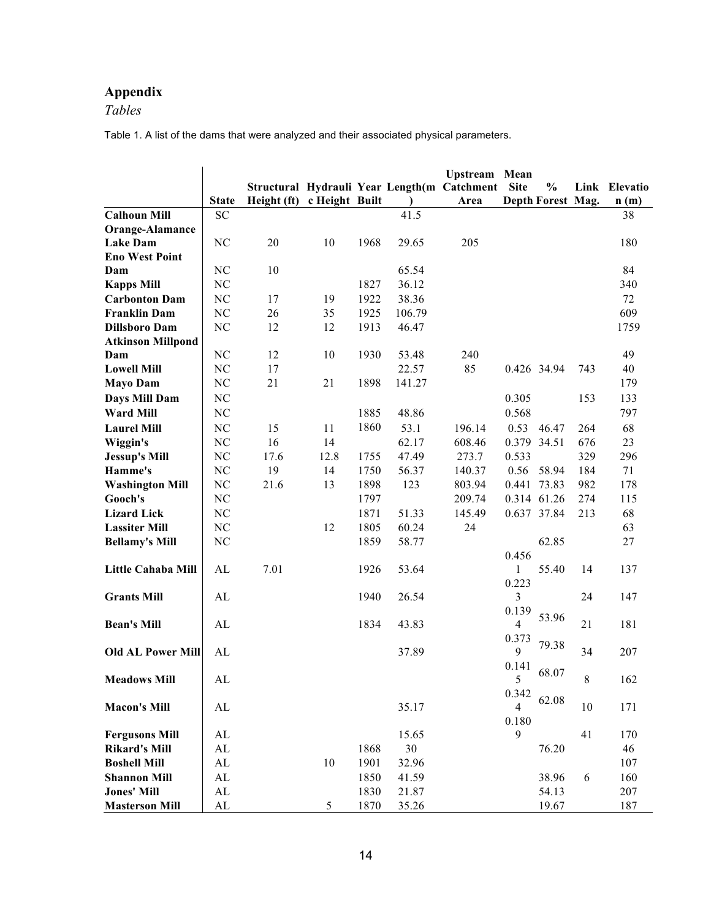# Appendix

*Tables*

Table 1. A list of the dams that were analyzed and their associated physical parameters.

| | State | Structural Height (ft) | Hydraulic Height | Year Built | Length(m) | Upstream Catchment Area | Mean Site Depth | % Forest | Link Mag. | Elevation (m) |
|---|---|---|---|---|---|---|---|---|---|---|
| **Calhoun Mill** | SC | | | | 41.5 | | | | | 38 |
| **Orange-Alamance Lake Dam** | NC | 20 | 10 | 1968 | 29.65 | 205 | | | | 180 |
| **Eno West Point Dam** | NC | 10 | | | 65.54 | | | | | 84 |
| **Kapps Mill** | NC | | | 1827 | 36.12 | | | | | 340 |
| **Carbonton Dam** | NC | 17 | 19 | 1922 | 38.36 | | | | | 72 |
| **Franklin Dam** | NC | 26 | 35 | 1925 | 106.79 | | | | | 609 |
| **Dillsboro Dam** | NC | 12 | 12 | 1913 | 46.47 | | | | | 1759 |
| **Atkinson Millpond Dam** | NC | 12 | 10 | 1930 | 53.48 | 240 | | | | 49 |
| **Lowell Mill** | NC | 17 | | | 22.57 | 85 | 0.426 | 34.94 | 743 | 40 |
| **Mayo Dam** | NC | 21 | 21 | 1898 | 141.27 | | | | | 179 |
| **Days Mill Dam** | NC | | | | | | 0.305 | | 153 | 133 |
| **Ward Mill** | NC | | | 1885 | 48.86 | | 0.568 | | | 797 |
| **Laurel Mill** | NC | 15 | 11 | 1860 | 53.1 | 196.14 | 0.53 | 46.47 | 264 | 68 |
| **Wiggin's** | NC | 16 | 14 | | 62.17 | 608.46 | 0.379 | 34.51 | 676 | 23 |
| **Jessup's Mill** | NC | 17.6 | 12.8 | 1755 | 47.49 | 273.7 | 0.533 | | 329 | 296 |
| **Hamme's** | NC | 19 | 14 | 1750 | 56.37 | 140.37 | 0.56 | 58.94 | 184 | 71 |
| **Washington Mill** | NC | 21.6 | 13 | 1898 | 123 | 803.94 | 0.441 | 73.83 | 982 | 178 |
| **Gooch's** | NC | | | 1797 | | 209.74 | 0.314 | 61.26 | 274 | 115 |
| **Lizard Lick** | NC | | | 1871 | 51.33 | 145.49 | 0.637 | 37.84 | 213 | 68 |
| **Lassiter Mill** | NC | | 12 | 1805 | 60.24 | 24 | | | | 63 |
| **Bellamy's Mill** | NC | | | 1859 | 58.77 | | | 62.85 | | 27 |
| **Little Cahaba Mill** | AL | 7.01 | | 1926 | 53.64 | | 0.4561 | 55.40 | 14 | 137 |
| **Grants Mill** | AL | | | 1940 | 26.54 | | 0.2233 | | 24 | 147 |
| **Bean's Mill** | AL | | | 1834 | 43.83 | | 0.1394 | 53.96 | 21 | 181 |
| **Old AL Power Mill** | AL | | | | 37.89 | | 0.3739 | 79.38 | 34 | 207 |
| **Meadows Mill** | AL | | | | | | 0.1415 | 68.07 | 8 | 162 |
| **Macon's Mill** | AL | | | | 35.17 | | 0.3424 | 62.08 | 10 | 171 |
| **Fergusons Mill** | AL | | | | 15.65 | | 0.1809 | | 41 | 170 |
| **Rikard's Mill** | AL | | | 1868 | 30 | | | 76.20 | | 46 |
| **Boshell Mill** | AL | | 10 | 1901 | 32.96 | | | | | 107 |
| **Shannon Mill** | AL | | | 1850 | 41.59 | | | 38.96 | 6 | 160 |
| **Jones' Mill** | AL | | | 1830 | 21.87 | | | 54.13 | | 207 |
| **Masterson Mill** | AL | | 5 | 1870 | 35.26 | | | 19.67 | | 187 |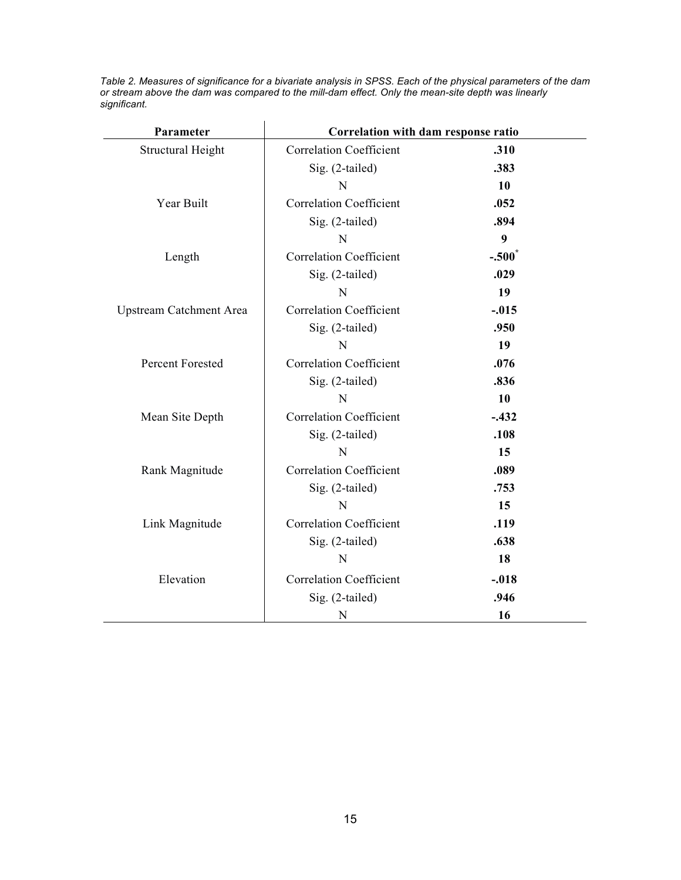*Table 2. Measures of significance for a bivariate analysis in SPSS. Each of the physical parameters of the dam or stream above the dam was compared to the mill-dam effect. Only the mean-site depth was linearly significant.*

| Parameter | Correlation with dam response ratio | |
|---|---|---|
| Structural Height | Correlation Coefficient | **.310** |
| | Sig. (2-tailed) | **.383** |
| | N | **10** |
| Year Built | Correlation Coefficient | **.052** |
| | Sig. (2-tailed) | **.894** |
| | N | **9** |
| Length | Correlation Coefficient | **-.500*** |
| | Sig. (2-tailed) | **.029** |
| | N | **19** |
| Upstream Catchment Area | Correlation Coefficient | **-.015** |
| | Sig. (2-tailed) | **.950** |
| | N | **19** |
| Percent Forested | Correlation Coefficient | **.076** |
| | Sig. (2-tailed) | **.836** |
| | N | **10** |
| Mean Site Depth | Correlation Coefficient | **-.432** |
| | Sig. (2-tailed) | **.108** |
| | N | **15** |
| Rank Magnitude | Correlation Coefficient | **.089** |
| | Sig. (2-tailed) | **.753** |
| | N | **15** |
| Link Magnitude | Correlation Coefficient | **.119** |
| | Sig. (2-tailed) | **.638** |
| | N | **18** |
| Elevation | Correlation Coefficient | **-.018** |
| | Sig. (2-tailed) | **.946** |
| | N | **16** |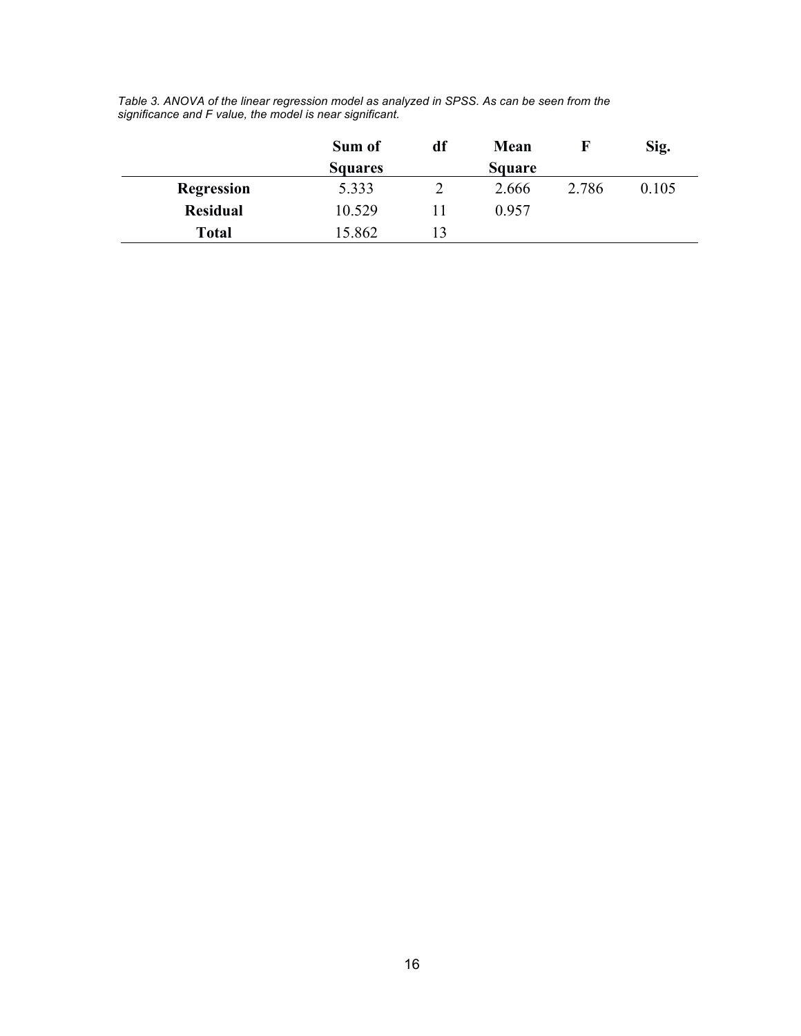*Table 3. ANOVA of the linear regression model as analyzed in SPSS. As can be seen from the significance and F value, the model is near significant.*

| | Sum of Squares | df | Mean Square | F | Sig. |
|---|---|---|---|---|---|
| **Regression** | 5.333 | 2 | 2.666 | 2.786 | 0.105 |
| **Residual** | 10.529 | 11 | 0.957 | | |
| **Total** | 15.862 | 13 | | | |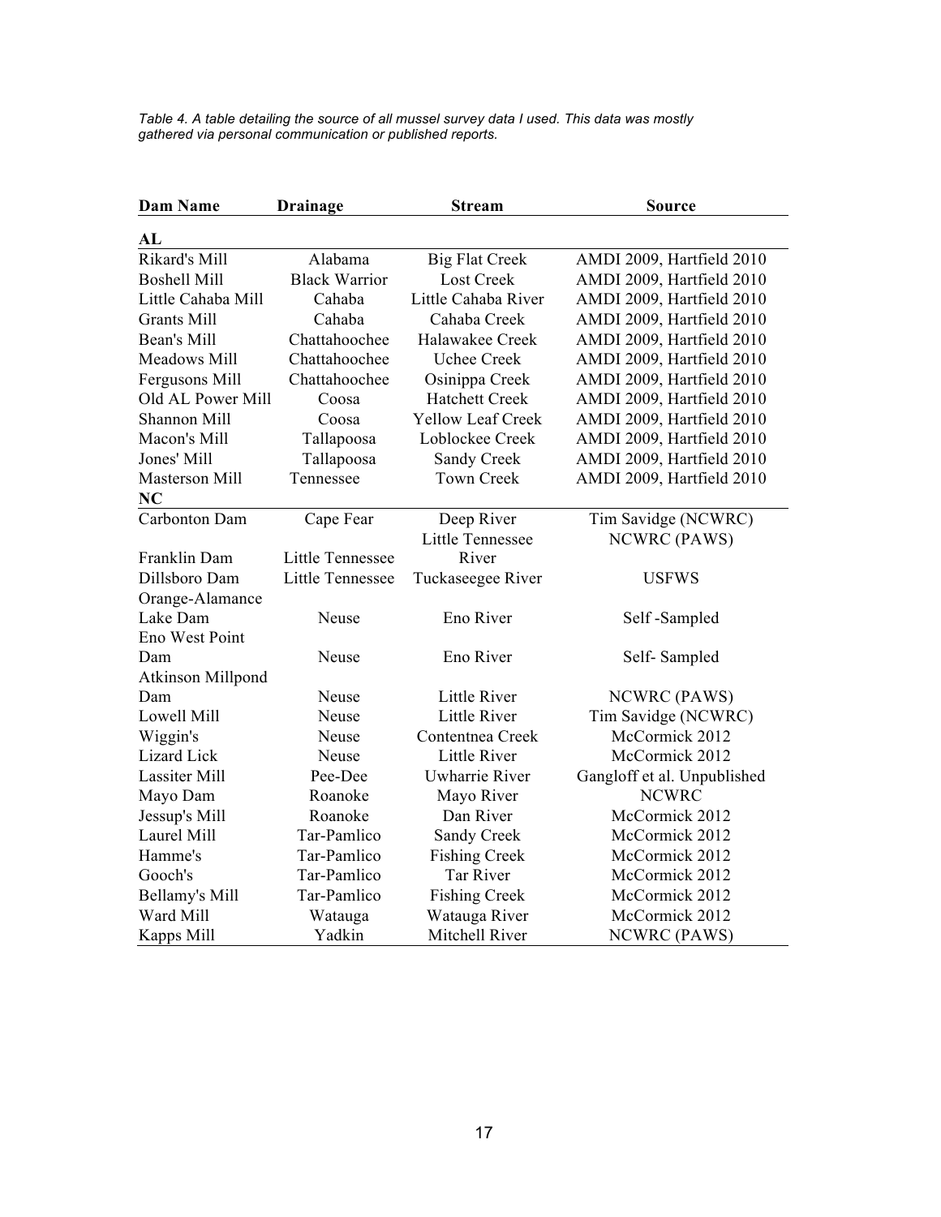*Table 4. A table detailing the source of all mussel survey data I used. This data was mostly gathered via personal communication or published reports.*

| Dam Name | Drainage | Stream | Source |
|---|---|---|---|
| **AL** | | | |
| Rikard's Mill | Alabama | Big Flat Creek | AMDI 2009, Hartfield 2010 |
| Boshell Mill | Black Warrior | Lost Creek | AMDI 2009, Hartfield 2010 |
| Little Cahaba Mill | Cahaba | Little Cahaba River | AMDI 2009, Hartfield 2010 |
| Grants Mill | Cahaba | Cahaba Creek | AMDI 2009, Hartfield 2010 |
| Bean's Mill | Chattahoochee | Halawakee Creek | AMDI 2009, Hartfield 2010 |
| Meadows Mill | Chattahoochee | Uchee Creek | AMDI 2009, Hartfield 2010 |
| Fergusons Mill | Chattahoochee | Osinippa Creek | AMDI 2009, Hartfield 2010 |
| Old AL Power Mill | Coosa | Hatchett Creek | AMDI 2009, Hartfield 2010 |
| Shannon Mill | Coosa | Yellow Leaf Creek | AMDI 2009, Hartfield 2010 |
| Macon's Mill | Tallapoosa | Loblockee Creek | AMDI 2009, Hartfield 2010 |
| Jones' Mill | Tallapoosa | Sandy Creek | AMDI 2009, Hartfield 2010 |
| Masterson Mill | Tennessee | Town Creek | AMDI 2009, Hartfield 2010 |
| **NC** | | | |
| Carbonton Dam | Cape Fear | Deep River | Tim Savidge (NCWRC) |
| Franklin Dam | Little Tennessee | Little Tennessee River | NCWRC (PAWS) |
| Dillsboro Dam | Little Tennessee | Tuckaseegee River | USFWS |
| Orange-Alamance Lake Dam | Neuse | Eno River | Self -Sampled |
| Eno West Point Dam | Neuse | Eno River | Self- Sampled |
| Atkinson Millpond Dam | Neuse | Little River | NCWRC (PAWS) |
| Lowell Mill | Neuse | Little River | Tim Savidge (NCWRC) |
| Wiggin's | Neuse | Contentnea Creek | McCormick 2012 |
| Lizard Lick | Neuse | Little River | McCormick 2012 |
| Lassiter Mill | Pee-Dee | Uwharrie River | Gangloff et al. Unpublished |
| Mayo Dam | Roanoke | Mayo River | NCWRC |
| Jessup's Mill | Roanoke | Dan River | McCormick 2012 |
| Laurel Mill | Tar-Pamlico | Sandy Creek | McCormick 2012 |
| Hamme's | Tar-Pamlico | Fishing Creek | McCormick 2012 |
| Gooch's | Tar-Pamlico | Tar River | McCormick 2012 |
| Bellamy's Mill | Tar-Pamlico | Fishing Creek | McCormick 2012 |
| Ward Mill | Watauga | Watauga River | McCormick 2012 |
| Kapps Mill | Yadkin | Mitchell River | NCWRC (PAWS) |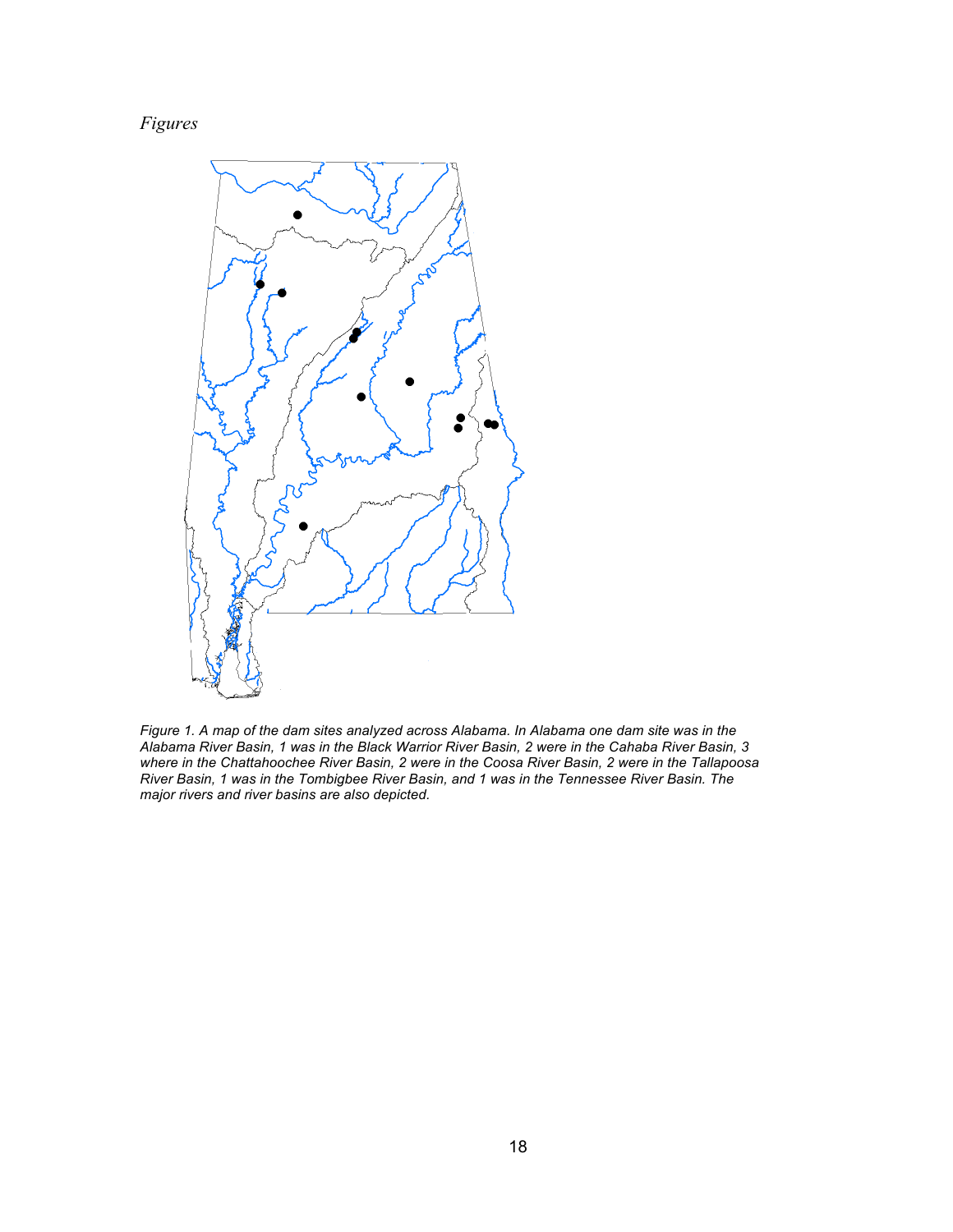*Figures*

*Figure 1. A map of the dam sites analyzed across Alabama. In Alabama one dam site was in the Alabama River Basin, 1 was in the Black Warrior River Basin, 2 were in the Cahaba River Basin, 3 where in the Chattahoochee River Basin, 2 were in the Coosa River Basin, 2 were in the Tallapoosa River Basin, 1 was in the Tombigbee River Basin, and 1 was in the Tennessee River Basin. The major rivers and river basins are also depicted.*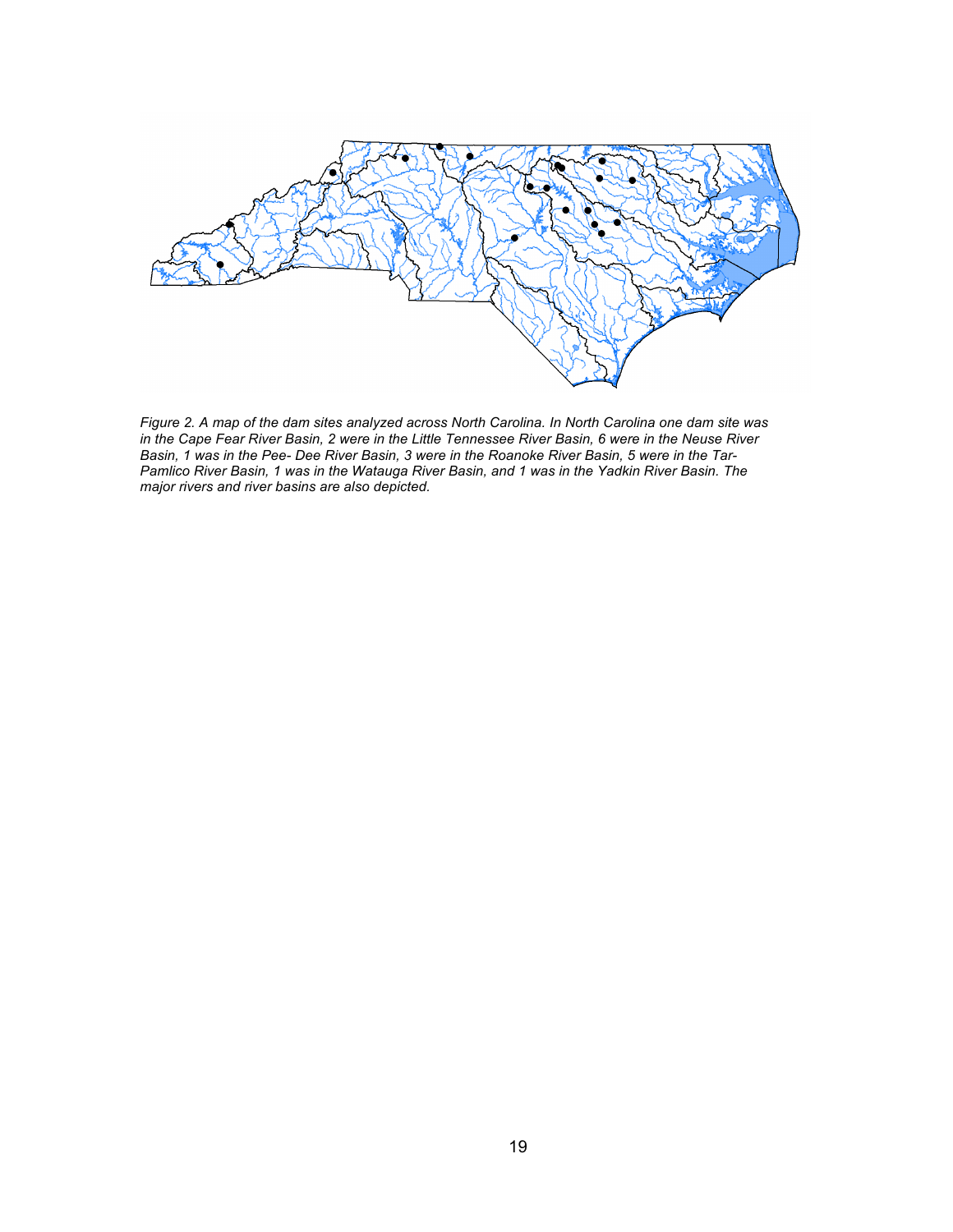*Figure 2. A map of the dam sites analyzed across North Carolina. In North Carolina one dam site was in the Cape Fear River Basin, 2 were in the Little Tennessee River Basin, 6 were in the Neuse River Basin, 1 was in the Pee- Dee River Basin, 3 were in the Roanoke River Basin, 5 were in the Tar-Pamlico River Basin, 1 was in the Watauga River Basin, and 1 was in the Yadkin River Basin. The major rivers and river basins are also depicted.*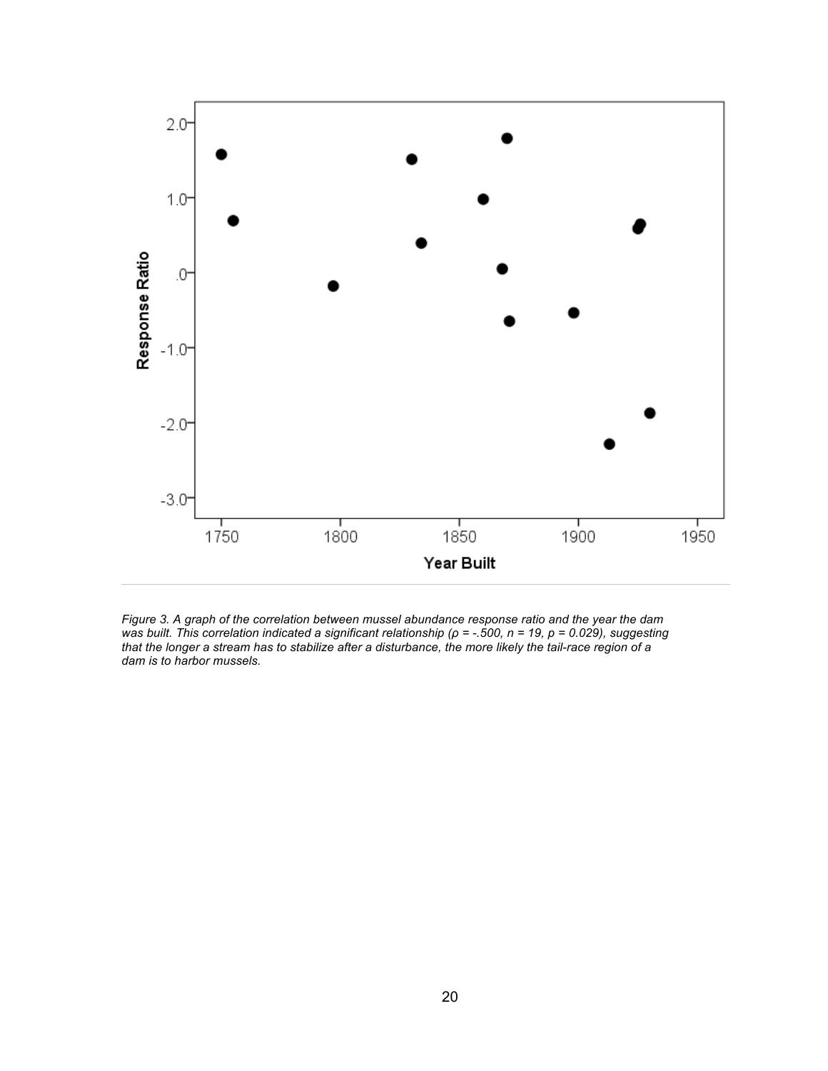*Figure 3. A graph of the correlation between mussel abundance response ratio and the year the dam was built. This correlation indicated a significant relationship ($\rho = -.500$, $n = 19$, $p = 0.029$), suggesting that the longer a stream has to stabilize after a disturbance, the more likely the tail-race region of a dam is to harbor mussels.*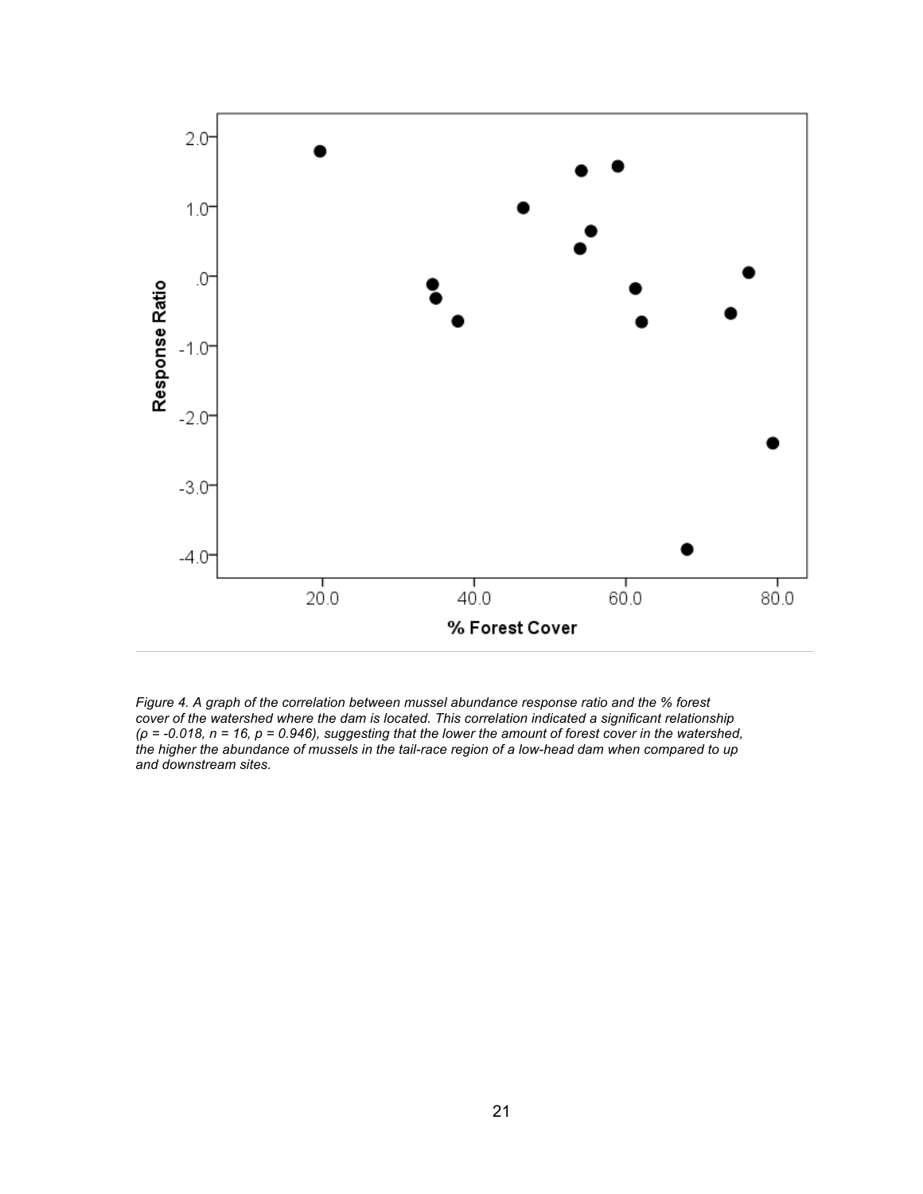*Figure 4. A graph of the correlation between mussel abundance response ratio and the % forest cover of the watershed where the dam is located. This correlation indicated a significant relationship ($\rho = -0.018$, $n = 16$, $p = 0.946$), suggesting that the lower the amount of forest cover in the watershed, the higher the abundance of mussels in the tail-race region of a low-head dam when compared to up and downstream sites.*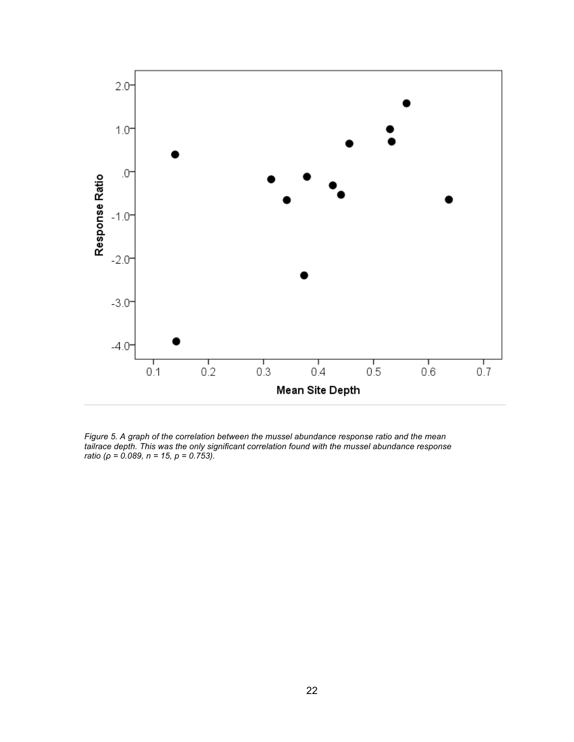*Figure 5. A graph of the correlation between the mussel abundance response ratio and the mean tailrace depth. This was the only significant correlation found with the mussel abundance response ratio ($\rho = 0.089$, $n = 15$, $p = 0.753$).*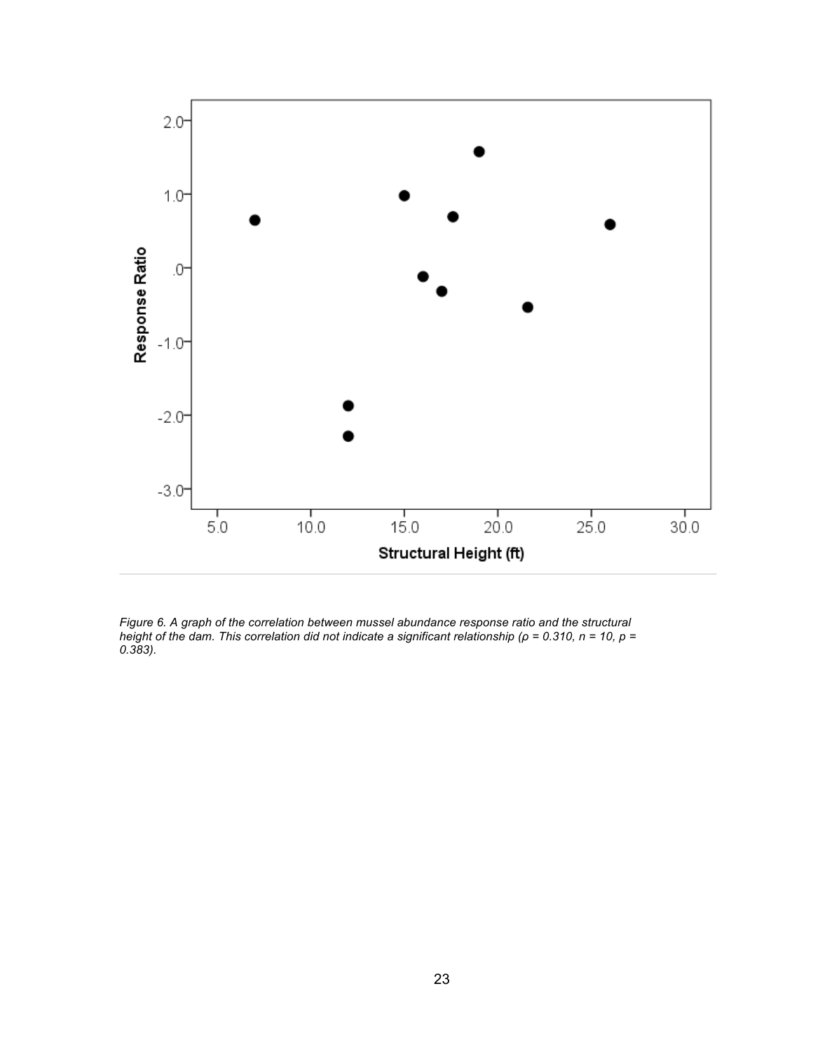*Figure 6. A graph of the correlation between mussel abundance response ratio and the structural height of the dam. This correlation did not indicate a significant relationship ($\rho = 0.310$, $n = 10$, $p = 0.383$).*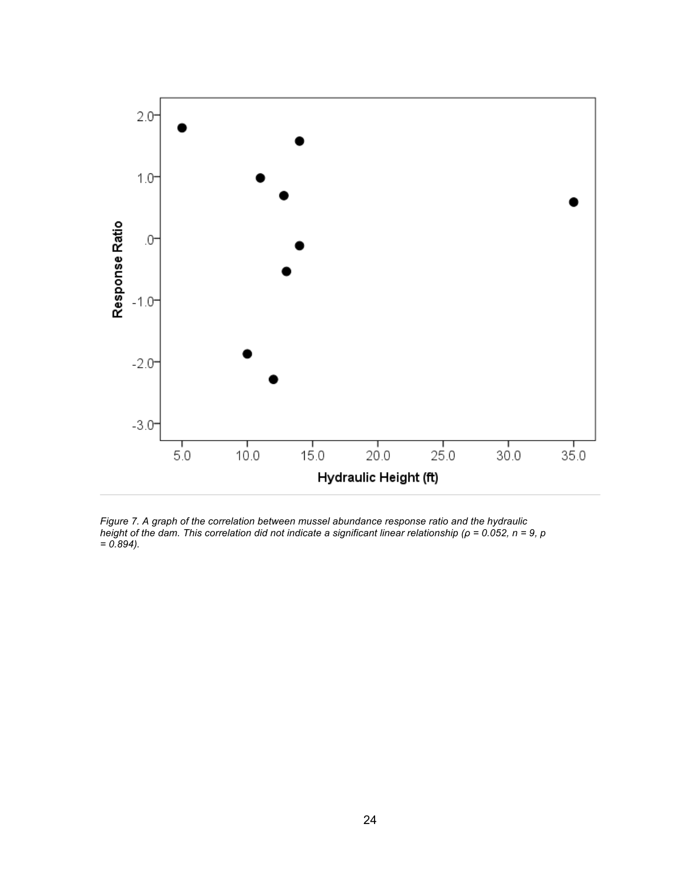*Figure 7. A graph of the correlation between mussel abundance response ratio and the hydraulic height of the dam. This correlation did not indicate a significant linear relationship ($\rho = 0.052$, $n = 9$, $p = 0.894$).*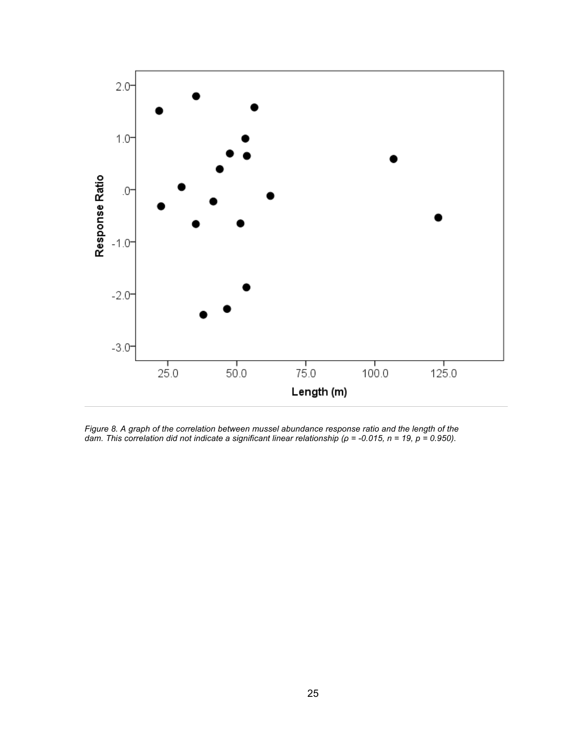*Figure 8. A graph of the correlation between mussel abundance response ratio and the length of the dam. This correlation did not indicate a significant linear relationship ($\rho = -0.015$, $n = 19$, $p = 0.950$).*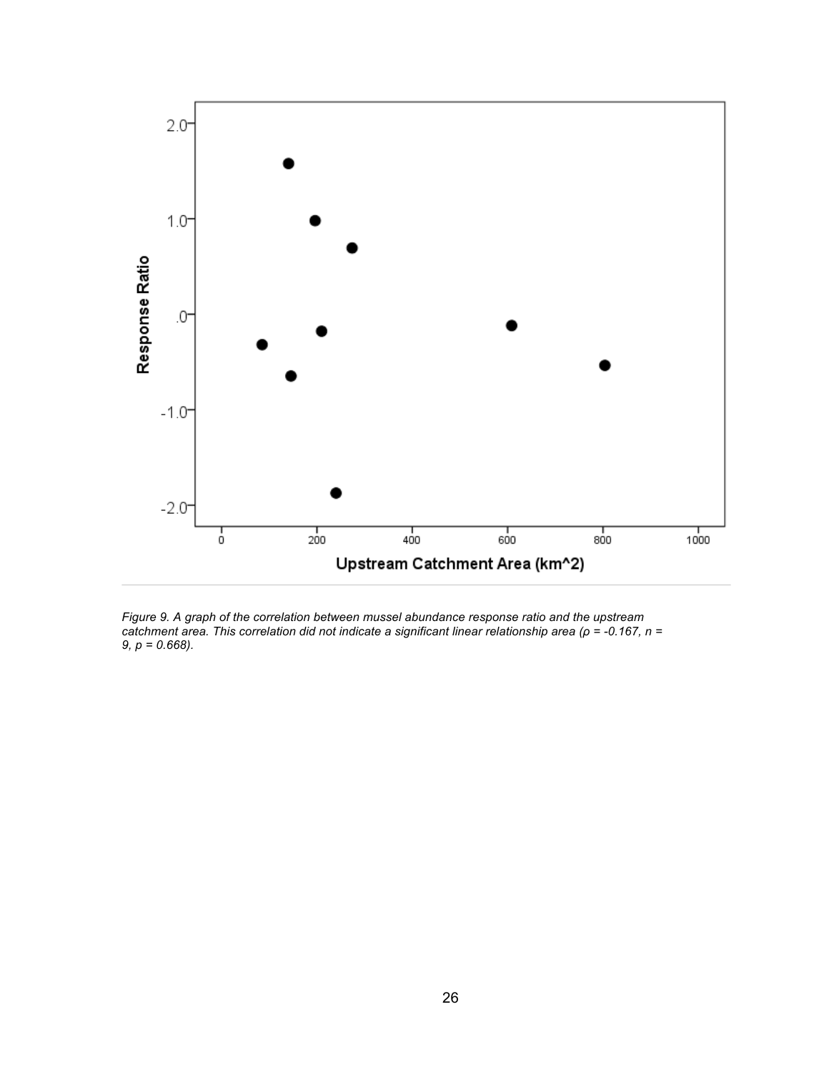*Figure 9. A graph of the correlation between mussel abundance response ratio and the upstream catchment area. This correlation did not indicate a significant linear relationship area ($\rho = -0.167$, $n = 9$, $p = 0.668$).*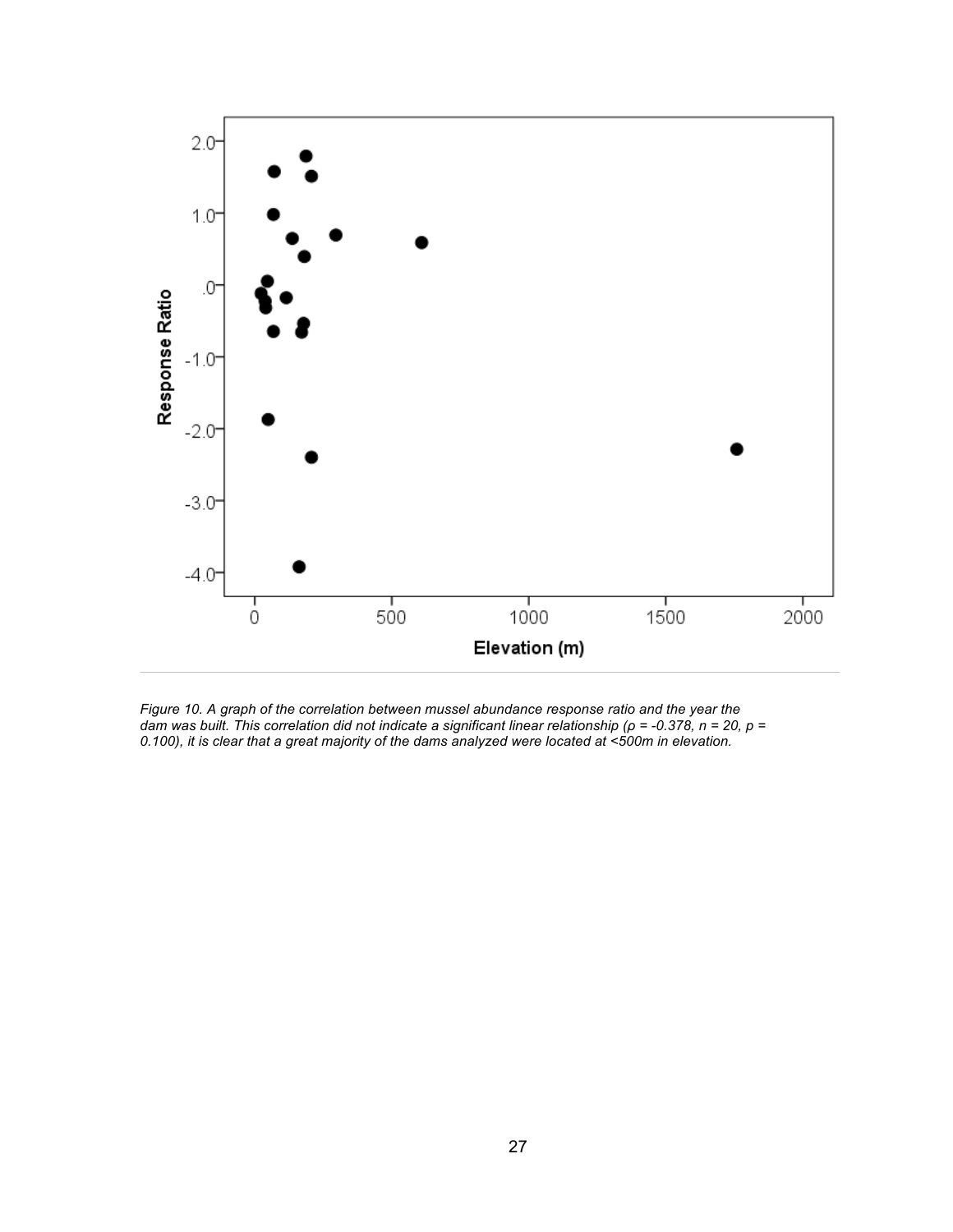*Figure 10. A graph of the correlation between mussel abundance response ratio and the year the dam was built. This correlation did not indicate a significant linear relationship ($\rho$ = -0.378, n = 20, p = 0.100), it is clear that a great majority of the dams analyzed were located at <500m in elevation.*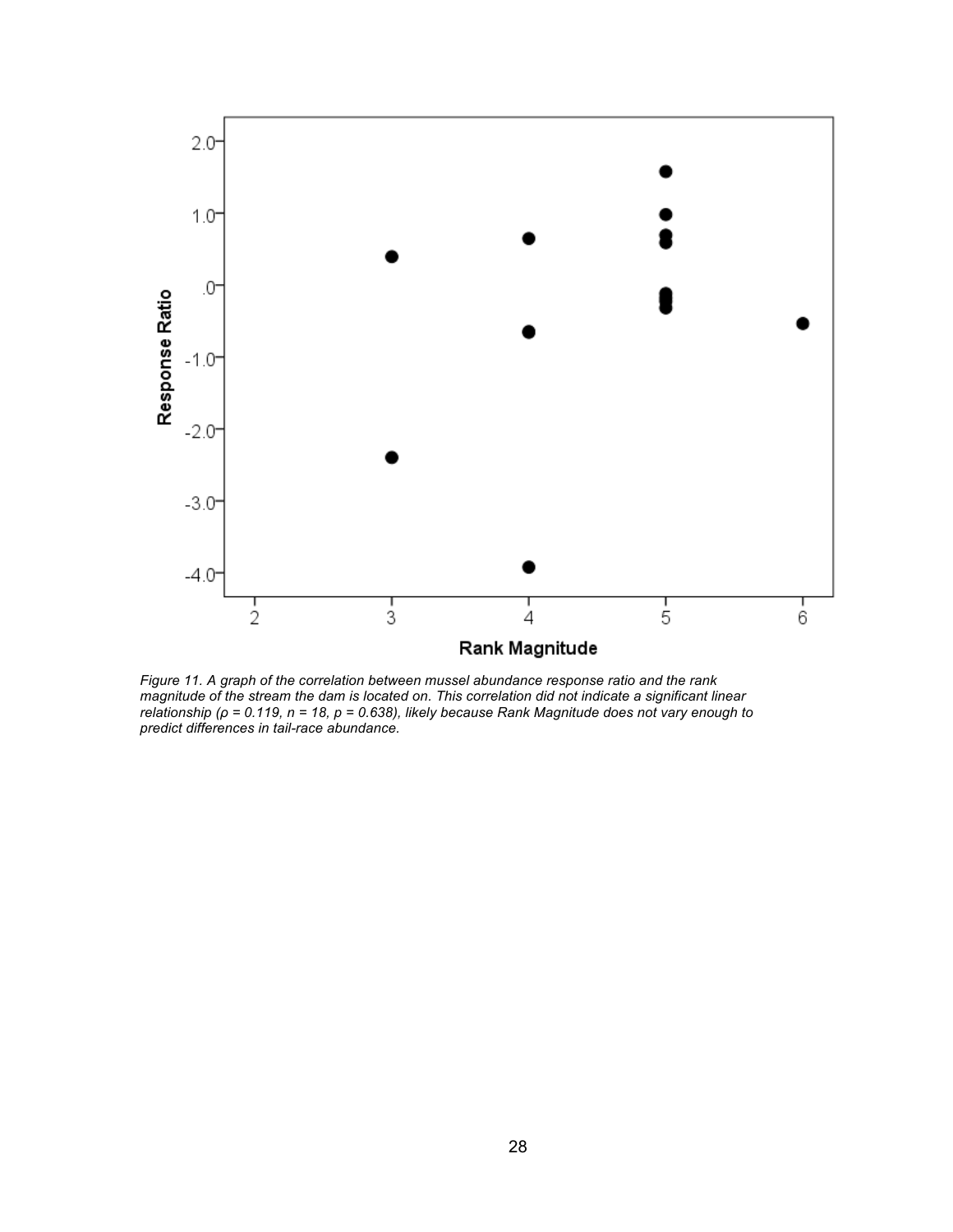*Figure 11. A graph of the correlation between mussel abundance response ratio and the rank magnitude of the stream the dam is located on. This correlation did not indicate a significant linear relationship ($\rho = 0.119$, $n = 18$, $p = 0.638$), likely because Rank Magnitude does not vary enough to predict differences in tail-race abundance.*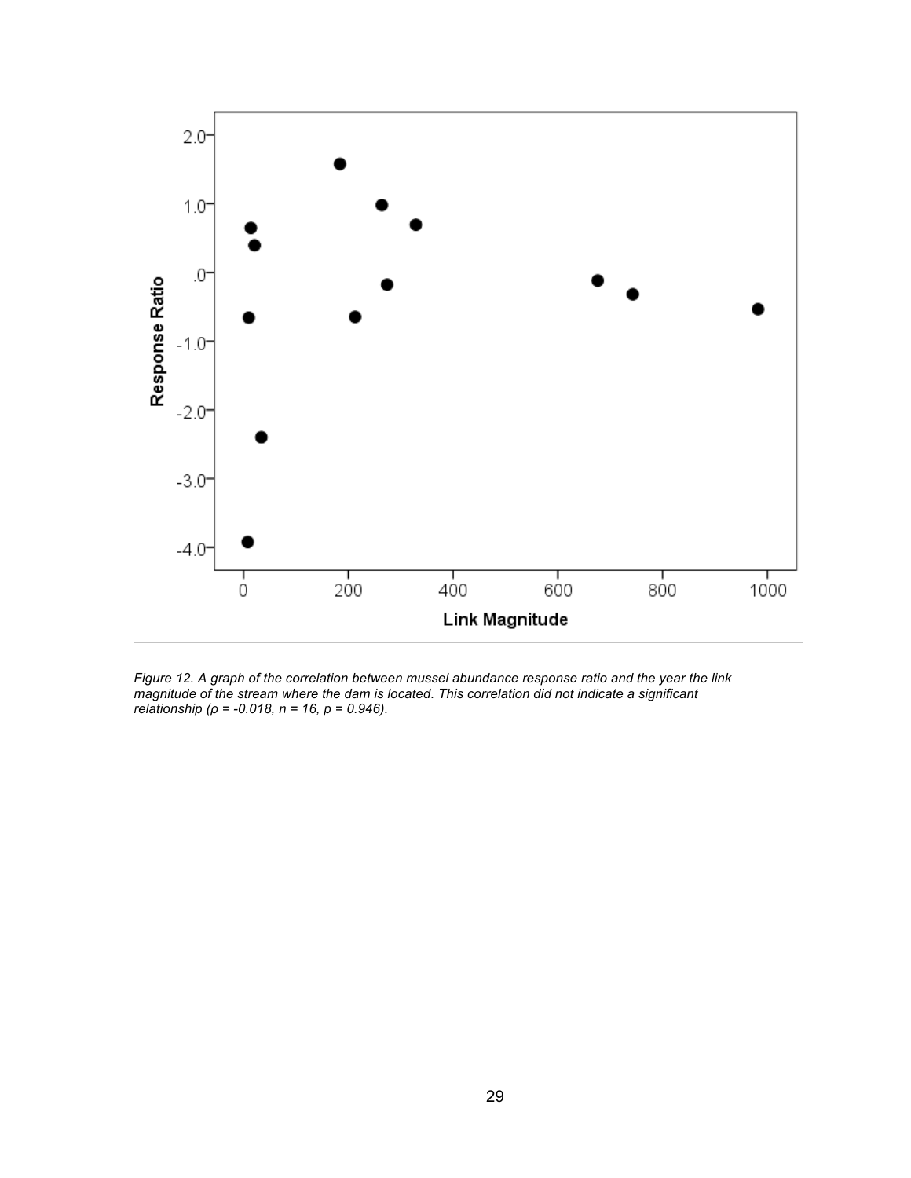*Figure 12. A graph of the correlation between mussel abundance response ratio and the year the link magnitude of the stream where the dam is located. This correlation did not indicate a significant relationship (ρ = -0.018, n = 16, p = 0.946).*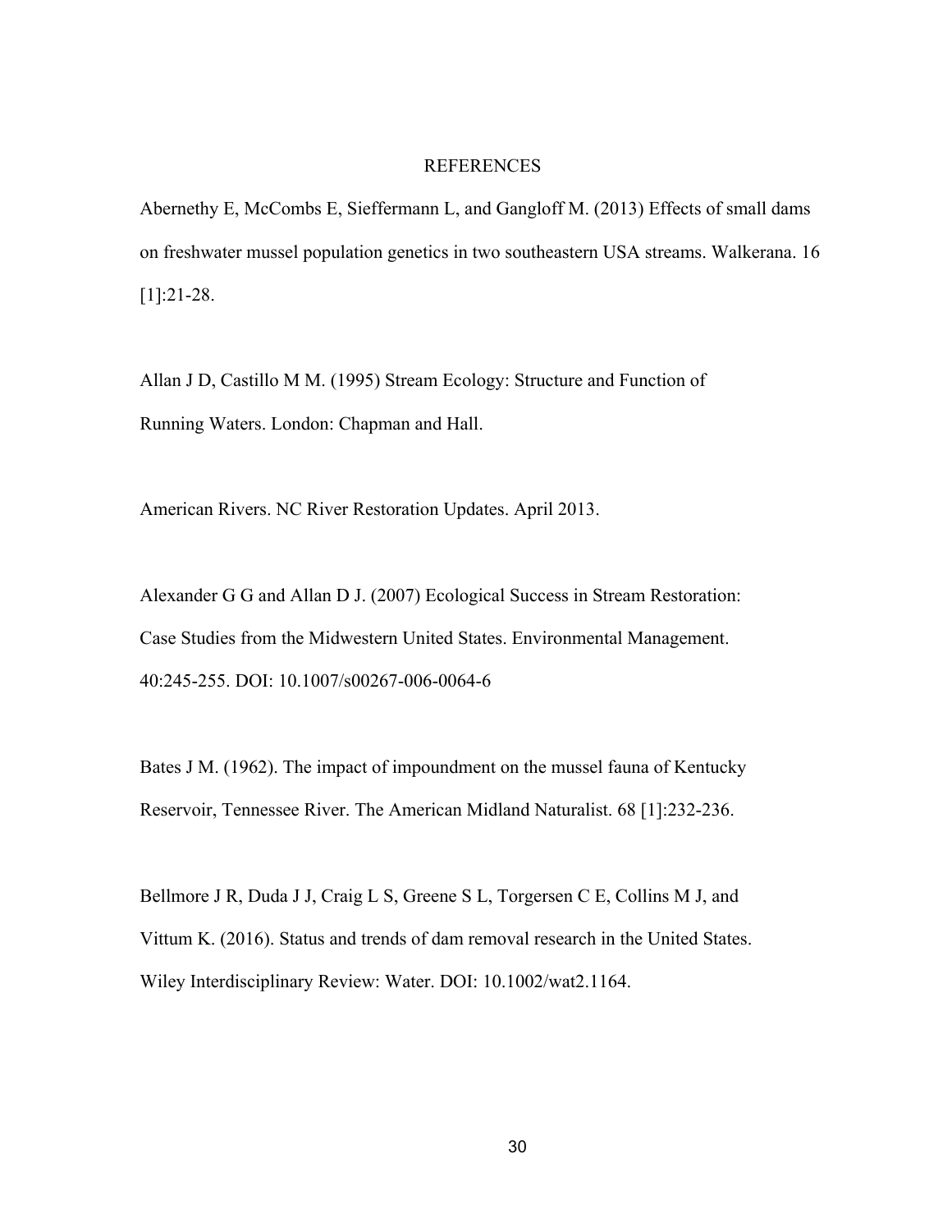# REFERENCES

Abernethy E, McCombs E, Sieffermann L, and Gangloff M. (2013) Effects of small dams on freshwater mussel population genetics in two southeastern USA streams. Walkerana. 16 [1]:21-28.

Allan J D, Castillo M M. (1995) Stream Ecology: Structure and Function of Running Waters. London: Chapman and Hall.

American Rivers. NC River Restoration Updates. April 2013.

Alexander G G and Allan D J. (2007) Ecological Success in Stream Restoration: Case Studies from the Midwestern United States. Environmental Management. 40:245-255. DOI: 10.1007/s00267-006-0064-6

Bates J M. (1962). The impact of impoundment on the mussel fauna of Kentucky Reservoir, Tennessee River. The American Midland Naturalist. 68 [1]:232-236.

Bellmore J R, Duda J J, Craig L S, Greene S L, Torgersen C E, Collins M J, and Vittum K. (2016). Status and trends of dam removal research in the United States. Wiley Interdisciplinary Review: Water. DOI: 10.1002/wat2.1164.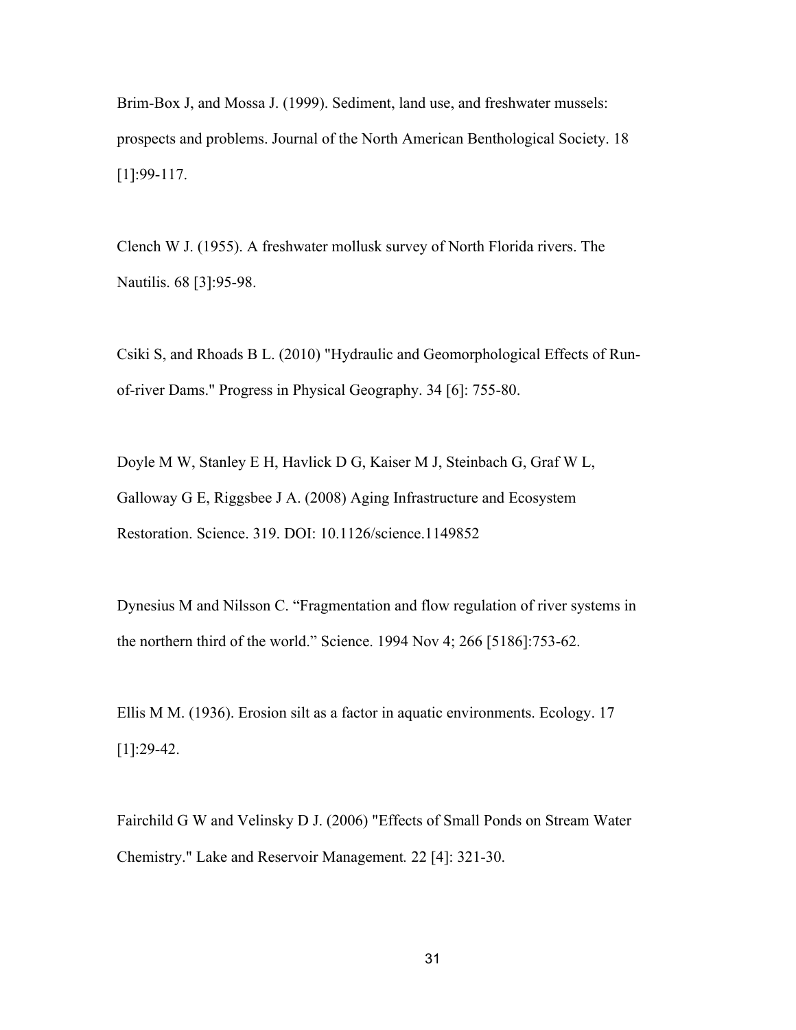Brim-Box J, and Mossa J. (1999). Sediment, land use, and freshwater mussels: prospects and problems. Journal of the North American Benthological Society. 18 [1]:99-117.

Clench W J. (1955). A freshwater mollusk survey of North Florida rivers. The Nautilis. 68 [3]:95-98.

Csiki S, and Rhoads B L. (2010) "Hydraulic and Geomorphological Effects of Run-of-river Dams." Progress in Physical Geography. 34 [6]: 755-80.

Doyle M W, Stanley E H, Havlick D G, Kaiser M J, Steinbach G, Graf W L, Galloway G E, Riggsbee J A. (2008) Aging Infrastructure and Ecosystem Restoration. Science. 319. DOI: 10.1126/science.1149852

Dynesius M and Nilsson C. "Fragmentation and flow regulation of river systems in the northern third of the world." Science. 1994 Nov 4; 266 [5186]:753-62.

Ellis M M. (1936). Erosion silt as a factor in aquatic environments. Ecology. 17 [1]:29-42.

Fairchild G W and Velinsky D J. (2006) "Effects of Small Ponds on Stream Water Chemistry." Lake and Reservoir Management. 22 [4]: 321-30.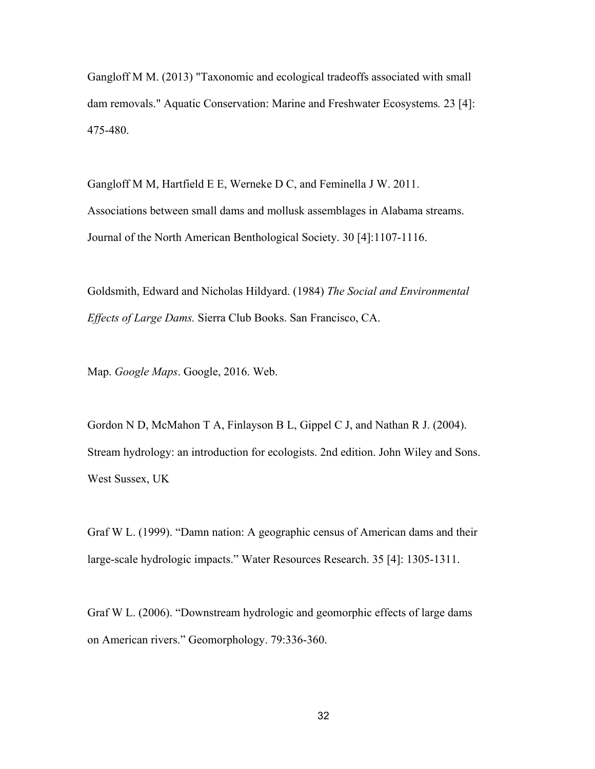Gangloff M M. (2013) "Taxonomic and ecological tradeoffs associated with small dam removals." Aquatic Conservation: Marine and Freshwater Ecosystems. 23 [4]: 475-480.

Gangloff M M, Hartfield E E, Werneke D C, and Feminella J W. 2011. Associations between small dams and mollusk assemblages in Alabama streams. Journal of the North American Benthological Society. 30 [4]:1107-1116.

Goldsmith, Edward and Nicholas Hildyard. (1984) *The Social and Environmental Effects of Large Dams.* Sierra Club Books. San Francisco, CA.

Map. *Google Maps*. Google, 2016. Web.

Gordon N D, McMahon T A, Finlayson B L, Gippel C J, and Nathan R J. (2004). Stream hydrology: an introduction for ecologists. 2nd edition. John Wiley and Sons. West Sussex, UK

Graf W L. (1999). "Damn nation: A geographic census of American dams and their large-scale hydrologic impacts." Water Resources Research. 35 [4]: 1305-1311.

Graf W L. (2006). "Downstream hydrologic and geomorphic effects of large dams on American rivers." Geomorphology. 79:336-360.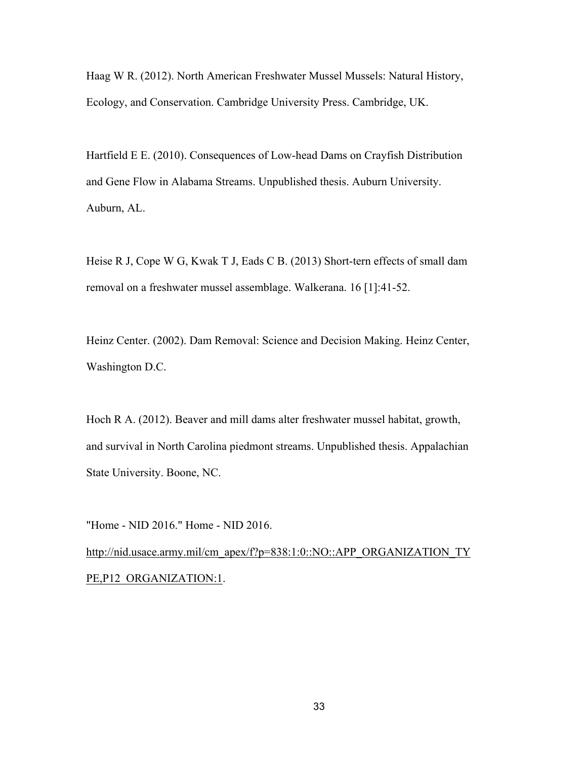Haag W R. (2012). North American Freshwater Mussel Mussels: Natural History, Ecology, and Conservation. Cambridge University Press. Cambridge, UK.

Hartfield E E. (2010). Consequences of Low-head Dams on Crayfish Distribution and Gene Flow in Alabama Streams. Unpublished thesis. Auburn University. Auburn, AL.

Heise R J, Cope W G, Kwak T J, Eads C B. (2013) Short-tern effects of small dam removal on a freshwater mussel assemblage. Walkerana. 16 [1]:41-52.

Heinz Center. (2002). Dam Removal: Science and Decision Making. Heinz Center, Washington D.C.

Hoch R A. (2012). Beaver and mill dams alter freshwater mussel habitat, growth, and survival in North Carolina piedmont streams. Unpublished thesis. Appalachian State University. Boone, NC.

"Home - NID 2016." Home - NID 2016. http://nid.usace.army.mil/cm_apex/f?p=838:1:0::NO::APP_ORGANIZATION_TYPE,P12_ORGANIZATION:1.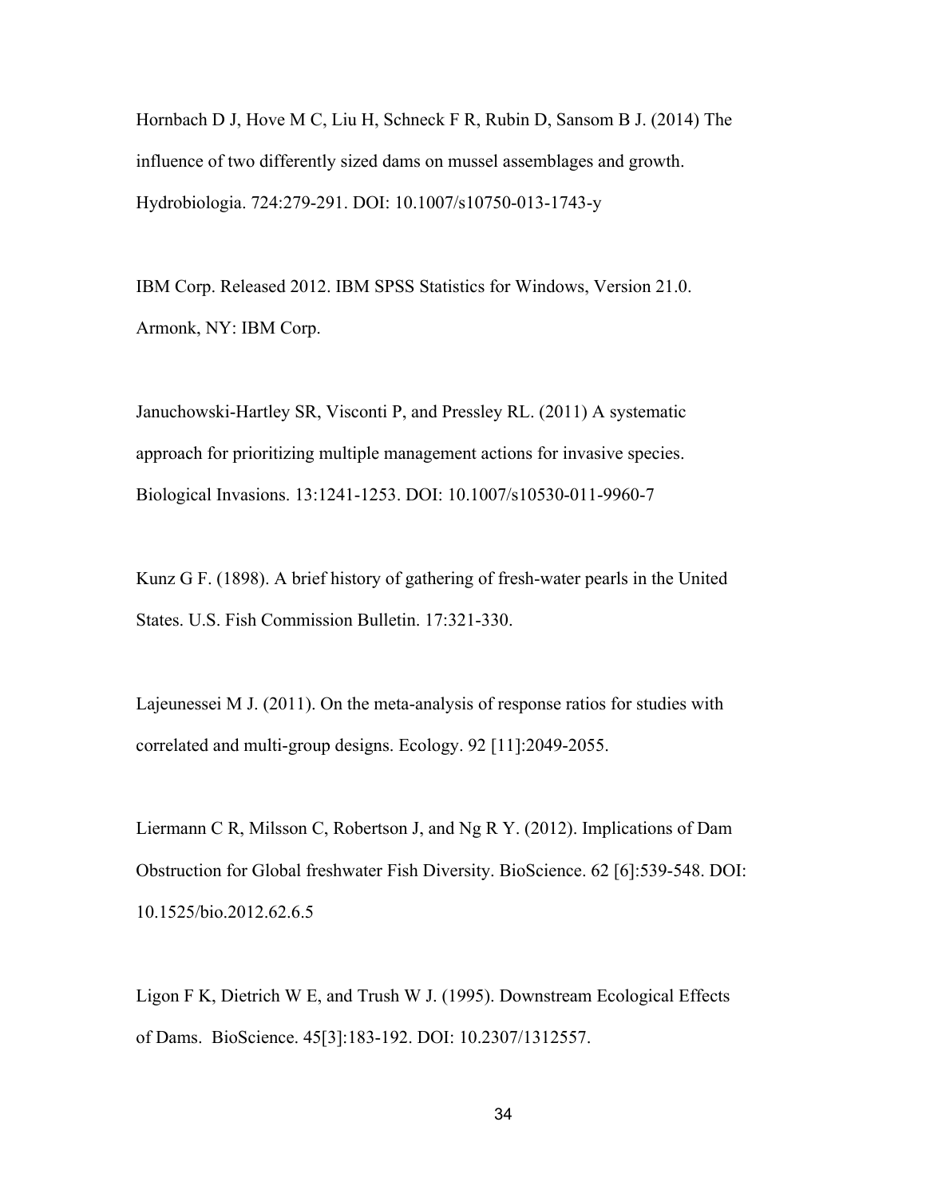Hornbach D J, Hove M C, Liu H, Schneck F R, Rubin D, Sansom B J. (2014) The influence of two differently sized dams on mussel assemblages and growth. Hydrobiologia. 724:279-291. DOI: 10.1007/s10750-013-1743-y

IBM Corp. Released 2012. IBM SPSS Statistics for Windows, Version 21.0. Armonk, NY: IBM Corp.

Januchowski-Hartley SR, Visconti P, and Pressley RL. (2011) A systematic approach for prioritizing multiple management actions for invasive species. Biological Invasions. 13:1241-1253. DOI: 10.1007/s10530-011-9960-7

Kunz G F. (1898). A brief history of gathering of fresh-water pearls in the United States. U.S. Fish Commission Bulletin. 17:321-330.

Lajeunessei M J. (2011). On the meta-analysis of response ratios for studies with correlated and multi-group designs. Ecology. 92 [11]:2049-2055.

Liermann C R, Milsson C, Robertson J, and Ng R Y. (2012). Implications of Dam Obstruction for Global freshwater Fish Diversity. BioScience. 62 [6]:539-548. DOI: 10.1525/bio.2012.62.6.5

Ligon F K, Dietrich W E, and Trush W J. (1995). Downstream Ecological Effects of Dams. BioScience. 45[3]:183-192. DOI: 10.2307/1312557.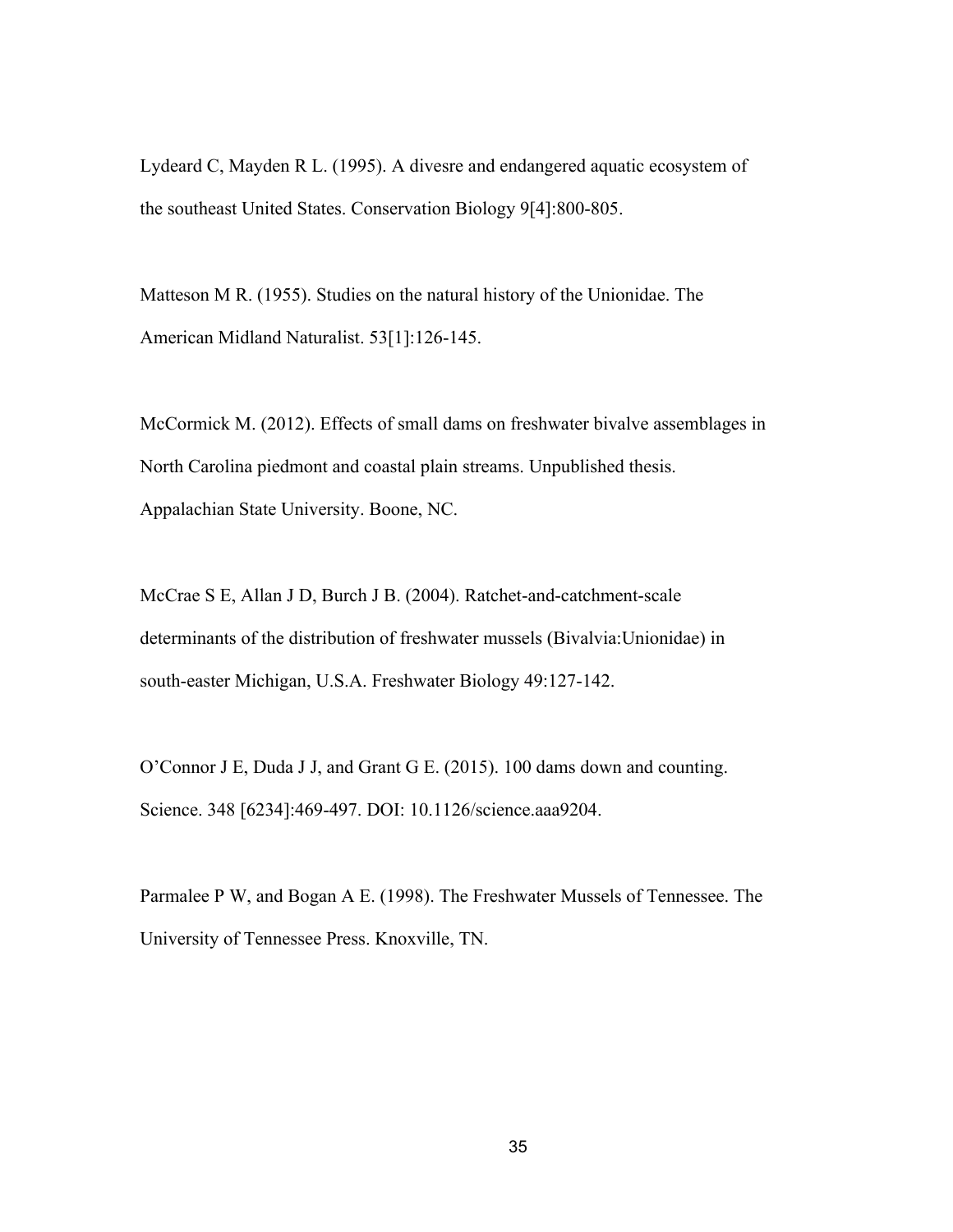Lydeard C, Mayden R L. (1995). A divesre and endangered aquatic ecosystem of the southeast United States. Conservation Biology 9[4]:800-805.

Matteson M R. (1955). Studies on the natural history of the Unionidae. The American Midland Naturalist. 53[1]:126-145.

McCormick M. (2012). Effects of small dams on freshwater bivalve assemblages in North Carolina piedmont and coastal plain streams. Unpublished thesis. Appalachian State University. Boone, NC.

McCrae S E, Allan J D, Burch J B. (2004). Ratchet-and-catchment-scale determinants of the distribution of freshwater mussels (Bivalvia:Unionidae) in south-easter Michigan, U.S.A. Freshwater Biology 49:127-142.

O'Connor J E, Duda J J, and Grant G E. (2015). 100 dams down and counting. Science. 348 [6234]:469-497. DOI: 10.1126/science.aaa9204.

Parmalee P W, and Bogan A E. (1998). The Freshwater Mussels of Tennessee. The University of Tennessee Press. Knoxville, TN.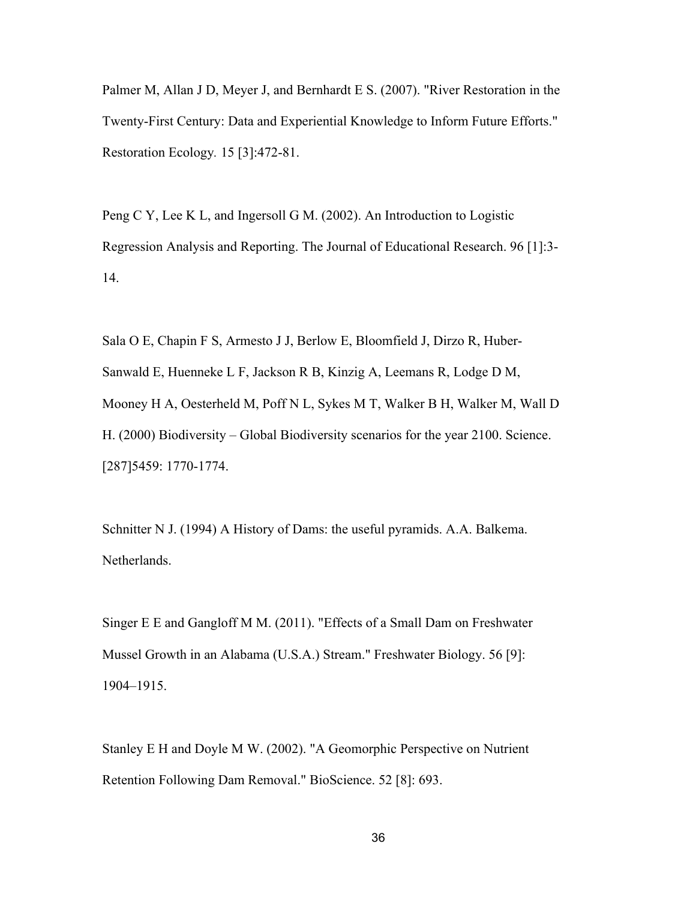Palmer M, Allan J D, Meyer J, and Bernhardt E S. (2007). "River Restoration in the Twenty-First Century: Data and Experiential Knowledge to Inform Future Efforts." Restoration Ecology. 15 [3]:472-81.

Peng C Y, Lee K L, and Ingersoll G M. (2002). An Introduction to Logistic Regression Analysis and Reporting. The Journal of Educational Research. 96 [1]:3-14.

Sala O E, Chapin F S, Armesto J J, Berlow E, Bloomfield J, Dirzo R, Huber-Sanwald E, Huenneke L F, Jackson R B, Kinzig A, Leemans R, Lodge D M, Mooney H A, Oesterheld M, Poff N L, Sykes M T, Walker B H, Walker M, Wall D H. (2000) Biodiversity – Global Biodiversity scenarios for the year 2100. Science. [287]5459: 1770-1774.

Schnitter N J. (1994) A History of Dams: the useful pyramids. A.A. Balkema. Netherlands.

Singer E E and Gangloff M M. (2011). "Effects of a Small Dam on Freshwater Mussel Growth in an Alabama (U.S.A.) Stream." Freshwater Biology. 56 [9]: 1904–1915.

Stanley E H and Doyle M W. (2002). "A Geomorphic Perspective on Nutrient Retention Following Dam Removal." BioScience. 52 [8]: 693.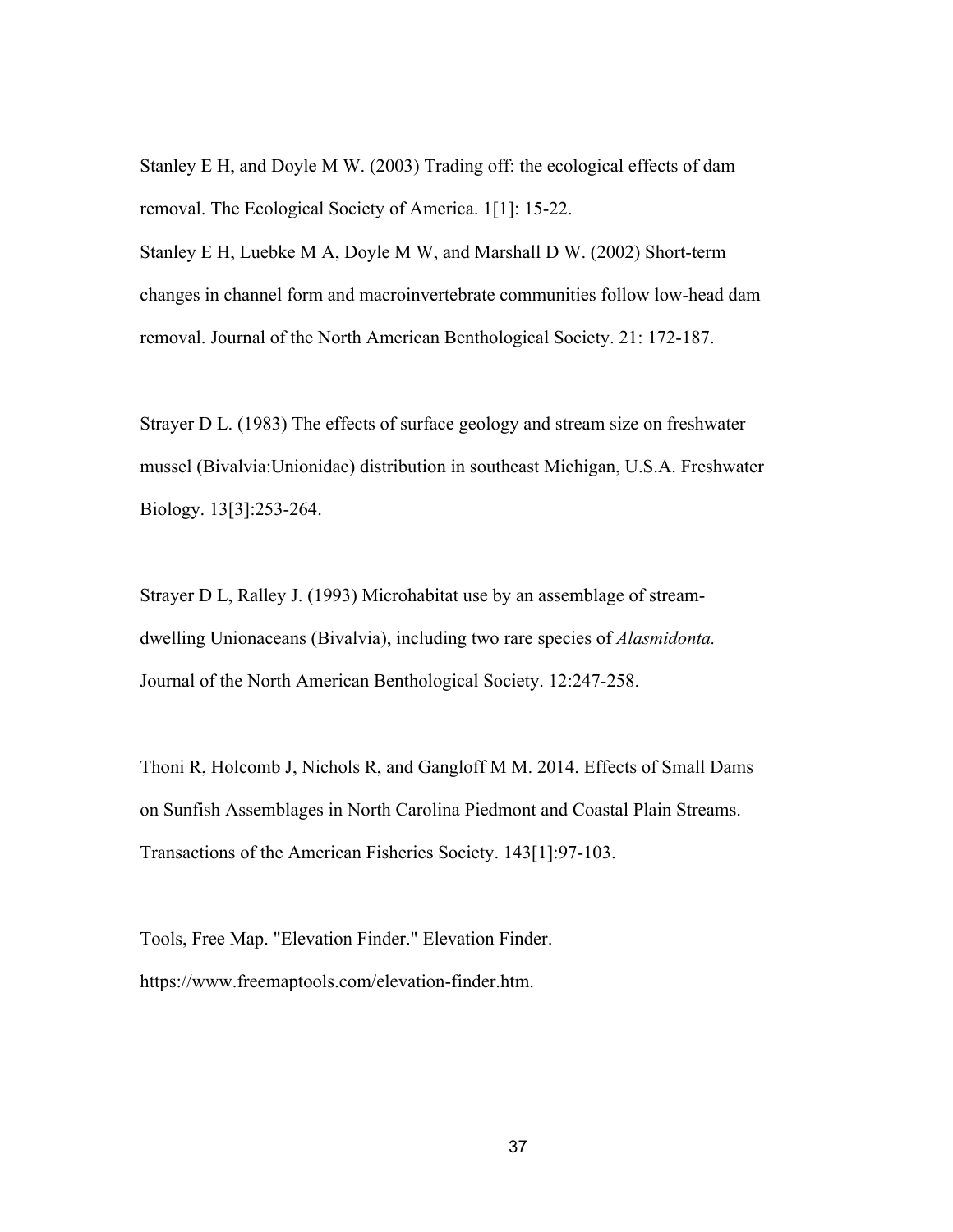Stanley E H, and Doyle M W. (2003) Trading off: the ecological effects of dam removal. The Ecological Society of America. 1[1]: 15-22.

Stanley E H, Luebke M A, Doyle M W, and Marshall D W. (2002) Short-term changes in channel form and macroinvertebrate communities follow low-head dam removal. Journal of the North American Benthological Society. 21: 172-187.

Strayer D L. (1983) The effects of surface geology and stream size on freshwater mussel (Bivalvia:Unionidae) distribution in southeast Michigan, U.S.A. Freshwater Biology. 13[3]:253-264.

Strayer D L, Ralley J. (1993) Microhabitat use by an assemblage of stream-dwelling Unionaceans (Bivalvia), including two rare species of *Alasmidonta.* Journal of the North American Benthological Society. 12:247-258.

Thoni R, Holcomb J, Nichols R, and Gangloff M M. 2014. Effects of Small Dams on Sunfish Assemblages in North Carolina Piedmont and Coastal Plain Streams. Transactions of the American Fisheries Society. 143[1]:97-103.

Tools, Free Map. "Elevation Finder." Elevation Finder. https://www.freemaptools.com/elevation-finder.htm.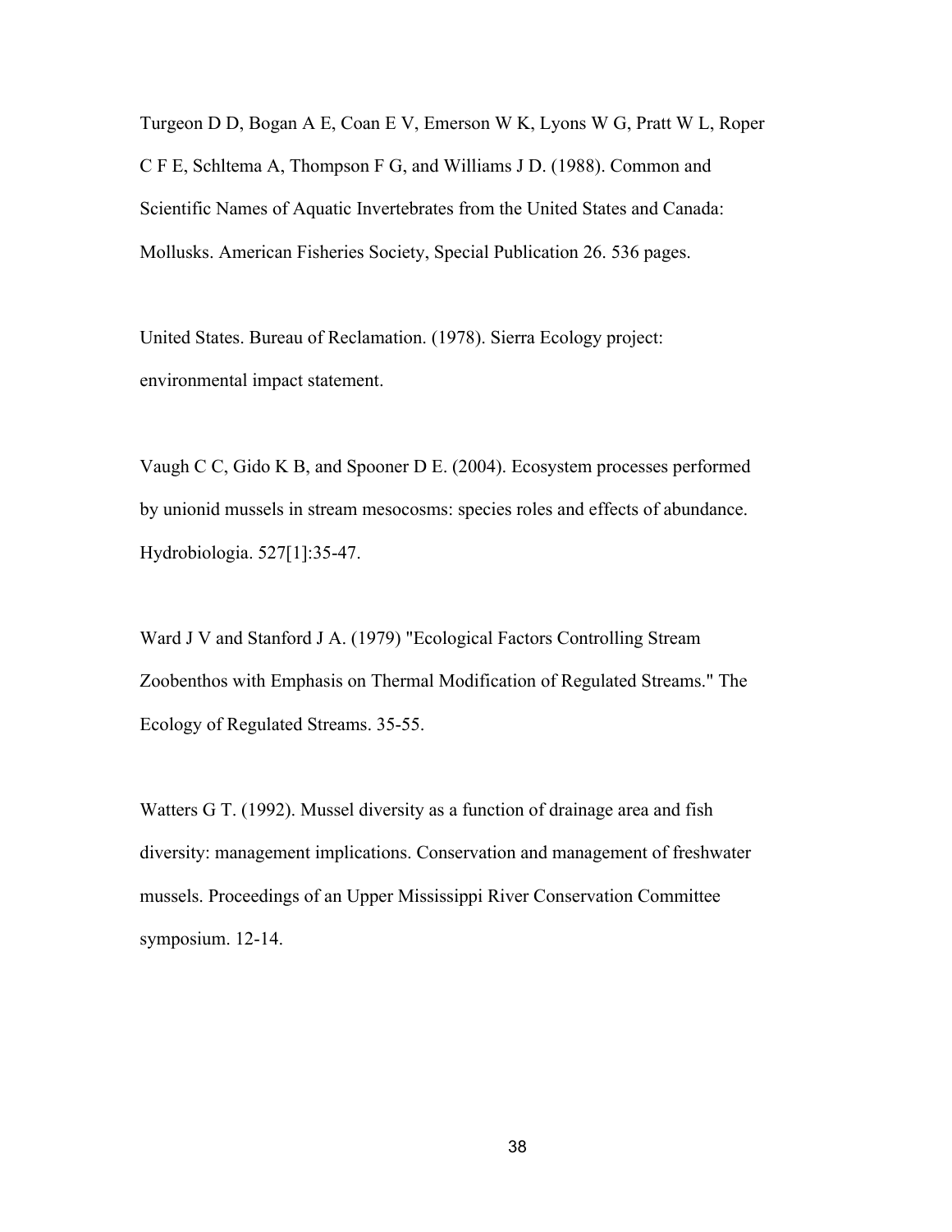Turgeon D D, Bogan A E, Coan E V, Emerson W K, Lyons W G, Pratt W L, Roper C F E, Schltema A, Thompson F G, and Williams J D. (1988). Common and Scientific Names of Aquatic Invertebrates from the United States and Canada: Mollusks. American Fisheries Society, Special Publication 26. 536 pages.

United States. Bureau of Reclamation. (1978). Sierra Ecology project: environmental impact statement.

Vaugh C C, Gido K B, and Spooner D E. (2004). Ecosystem processes performed by unionid mussels in stream mesocosms: species roles and effects of abundance. Hydrobiologia. 527[1]:35-47.

Ward J V and Stanford J A. (1979) "Ecological Factors Controlling Stream Zoobenthos with Emphasis on Thermal Modification of Regulated Streams." The Ecology of Regulated Streams. 35-55.

Watters G T. (1992). Mussel diversity as a function of drainage area and fish diversity: management implications. Conservation and management of freshwater mussels. Proceedings of an Upper Mississippi River Conservation Committee symposium. 12-14.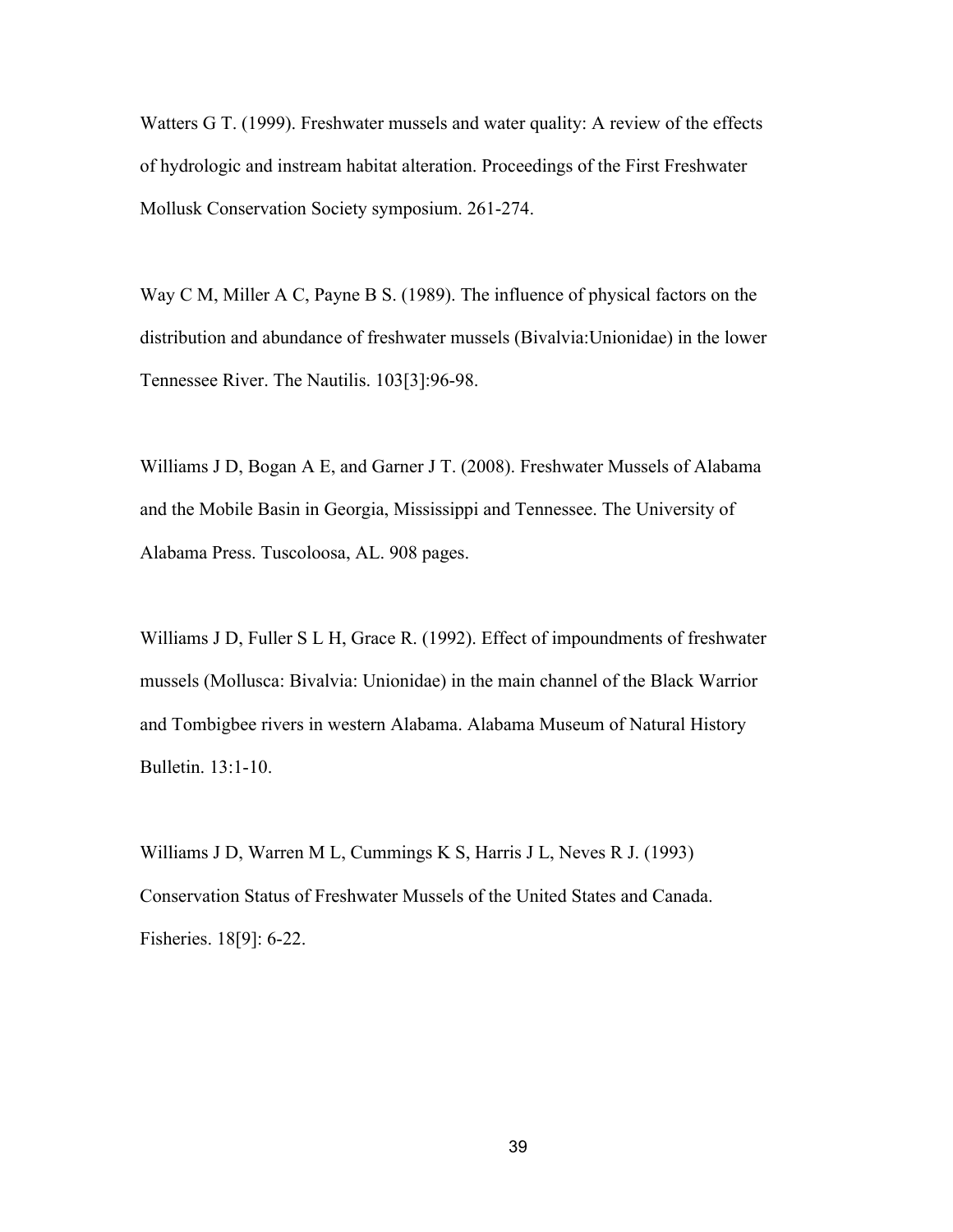Watters G T. (1999). Freshwater mussels and water quality: A review of the effects of hydrologic and instream habitat alteration. Proceedings of the First Freshwater Mollusk Conservation Society symposium. 261-274.

Way C M, Miller A C, Payne B S. (1989). The influence of physical factors on the distribution and abundance of freshwater mussels (Bivalvia:Unionidae) in the lower Tennessee River. The Nautilis. 103[3]:96-98.

Williams J D, Bogan A E, and Garner J T. (2008). Freshwater Mussels of Alabama and the Mobile Basin in Georgia, Mississippi and Tennessee. The University of Alabama Press. Tuscoloosa, AL. 908 pages.

Williams J D, Fuller S L H, Grace R. (1992). Effect of impoundments of freshwater mussels (Mollusca: Bivalvia: Unionidae) in the main channel of the Black Warrior and Tombigbee rivers in western Alabama. Alabama Museum of Natural History Bulletin. 13:1-10.

Williams J D, Warren M L, Cummings K S, Harris J L, Neves R J. (1993) Conservation Status of Freshwater Mussels of the United States and Canada. Fisheries. 18[9]: 6-22.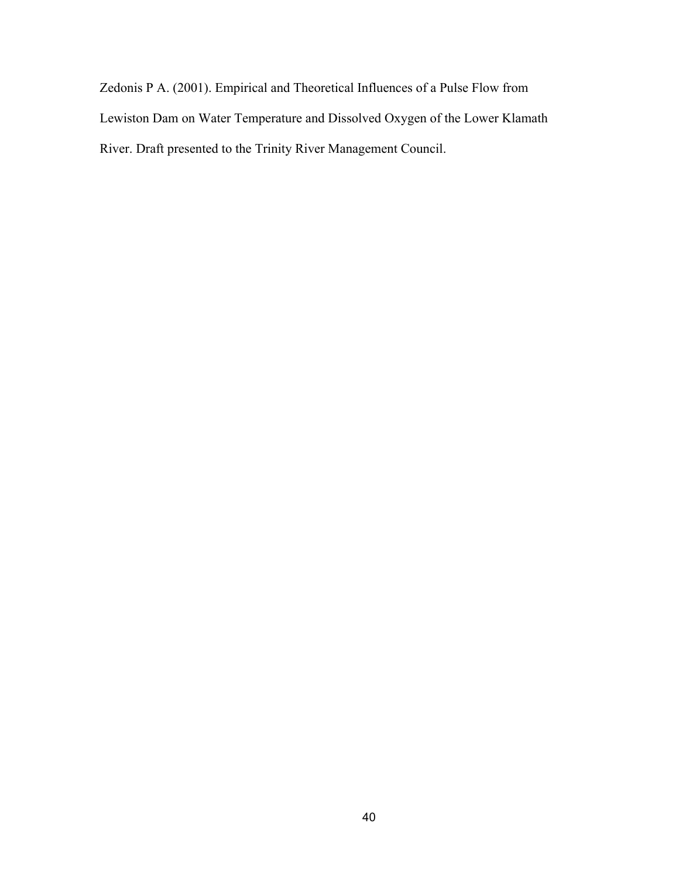Zedonis P A. (2001). Empirical and Theoretical Influences of a Pulse Flow from Lewiston Dam on Water Temperature and Dissolved Oxygen of the Lower Klamath River. Draft presented to the Trinity River Management Council.